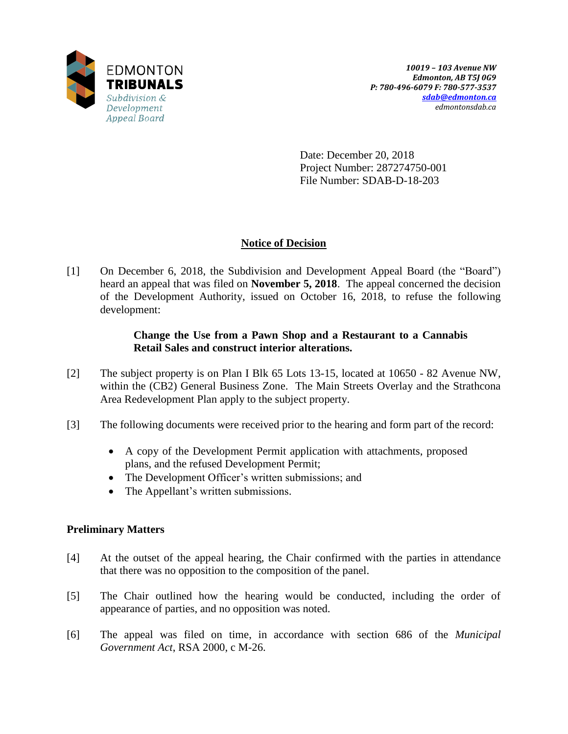EDMONTON **TRIBUNALS**
*Subdivision & Development Appeal Board*

***10019 – 103 Avenue NW***
***Edmonton, AB T5J 0G9***
***P: 780-496-6079 F: 780-577-3537***
***sdab@edmonton.ca***
*edmontonsdab.ca*

Date: December 20, 2018
Project Number: 287274750-001
File Number: SDAB-D-18-203

## Notice of Decision

[1] On December 6, 2018, the Subdivision and Development Appeal Board (the "Board") heard an appeal that was filed on **November 5, 2018**. The appeal concerned the decision of the Development Authority, issued on October 16, 2018, to refuse the following development:

> **Change the Use from a Pawn Shop and a Restaurant to a Cannabis Retail Sales and construct interior alterations.**

[2] The subject property is on Plan I Blk 65 Lots 13-15, located at 10650 - 82 Avenue NW, within the (CB2) General Business Zone. The Main Streets Overlay and the Strathcona Area Redevelopment Plan apply to the subject property.

[3] The following documents were received prior to the hearing and form part of the record:

- A copy of the Development Permit application with attachments, proposed plans, and the refused Development Permit;
- The Development Officer's written submissions; and
- The Appellant's written submissions.

### Preliminary Matters

[4] At the outset of the appeal hearing, the Chair confirmed with the parties in attendance that there was no opposition to the composition of the panel.

[5] The Chair outlined how the hearing would be conducted, including the order of appearance of parties, and no opposition was noted.

[6] The appeal was filed on time, in accordance with section 686 of the *Municipal Government Act*, RSA 2000, c M-26.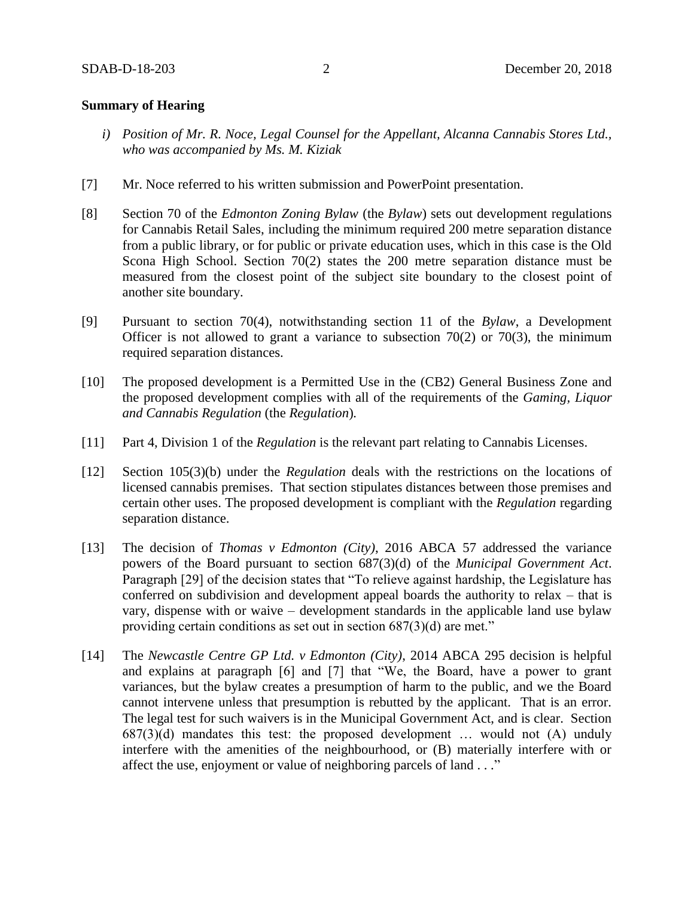**Summary of Hearing**

*i) Position of Mr. R. Noce, Legal Counsel for the Appellant, Alcanna Cannabis Stores Ltd., who was accompanied by Ms. M. Kiziak*

[7] Mr. Noce referred to his written submission and PowerPoint presentation.

[8] Section 70 of the *Edmonton Zoning Bylaw* (the *Bylaw*) sets out development regulations for Cannabis Retail Sales, including the minimum required 200 metre separation distance from a public library, or for public or private education uses, which in this case is the Old Scona High School. Section 70(2) states the 200 metre separation distance must be measured from the closest point of the subject site boundary to the closest point of another site boundary.

[9] Pursuant to section 70(4), notwithstanding section 11 of the *Bylaw*, a Development Officer is not allowed to grant a variance to subsection 70(2) or 70(3), the minimum required separation distances.

[10] The proposed development is a Permitted Use in the (CB2) General Business Zone and the proposed development complies with all of the requirements of the *Gaming, Liquor and Cannabis Regulation* (the *Regulation*).

[11] Part 4, Division 1 of the *Regulation* is the relevant part relating to Cannabis Licenses.

[12] Section 105(3)(b) under the *Regulation* deals with the restrictions on the locations of licensed cannabis premises. That section stipulates distances between those premises and certain other uses. The proposed development is compliant with the *Regulation* regarding separation distance.

[13] The decision of *Thomas v Edmonton (City)*, 2016 ABCA 57 addressed the variance powers of the Board pursuant to section 687(3)(d) of the *Municipal Government Act*. Paragraph [29] of the decision states that "To relieve against hardship, the Legislature has conferred on subdivision and development appeal boards the authority to relax – that is vary, dispense with or waive – development standards in the applicable land use bylaw providing certain conditions as set out in section 687(3)(d) are met."

[14] The *Newcastle Centre GP Ltd. v Edmonton (City)*, 2014 ABCA 295 decision is helpful and explains at paragraph [6] and [7] that "We, the Board, have a power to grant variances, but the bylaw creates a presumption of harm to the public, and we the Board cannot intervene unless that presumption is rebutted by the applicant. That is an error. The legal test for such waivers is in the Municipal Government Act, and is clear. Section 687(3)(d) mandates this test: the proposed development … would not (A) unduly interfere with the amenities of the neighbourhood, or (B) materially interfere with or affect the use, enjoyment or value of neighboring parcels of land . . ."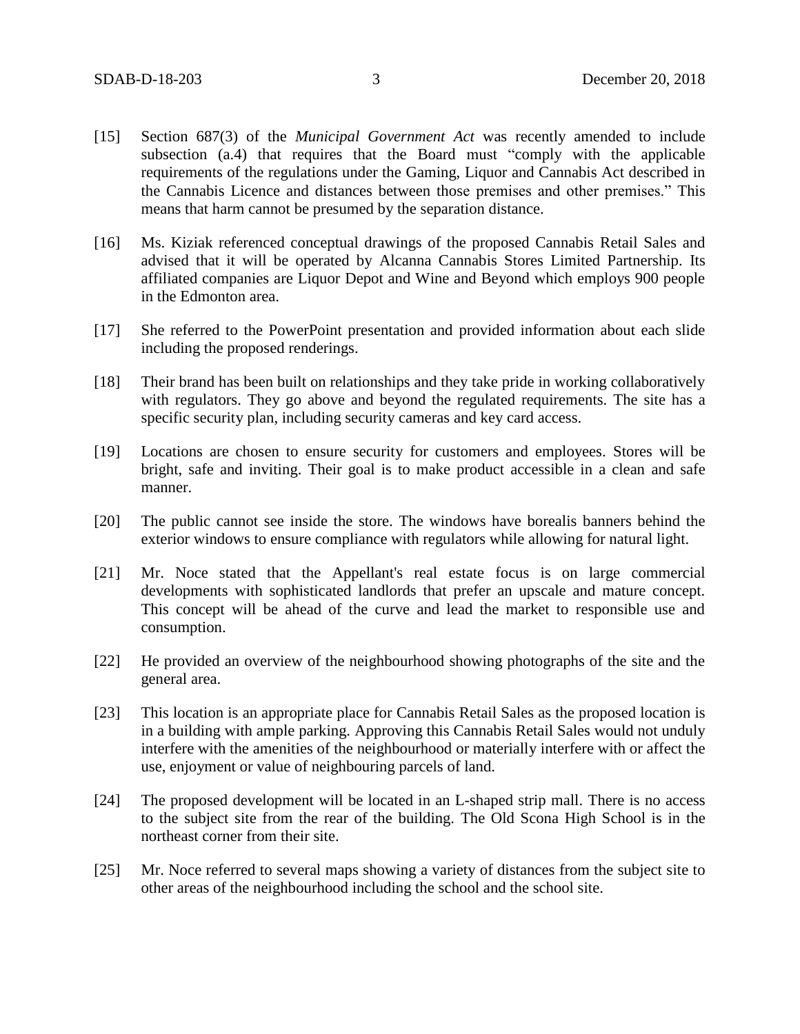[15] Section 687(3) of the *Municipal Government Act* was recently amended to include subsection (a.4) that requires that the Board must "comply with the applicable requirements of the regulations under the Gaming, Liquor and Cannabis Act described in the Cannabis Licence and distances between those premises and other premises." This means that harm cannot be presumed by the separation distance.

[16] Ms. Kiziak referenced conceptual drawings of the proposed Cannabis Retail Sales and advised that it will be operated by Alcanna Cannabis Stores Limited Partnership. Its affiliated companies are Liquor Depot and Wine and Beyond which employs 900 people in the Edmonton area.

[17] She referred to the PowerPoint presentation and provided information about each slide including the proposed renderings.

[18] Their brand has been built on relationships and they take pride in working collaboratively with regulators. They go above and beyond the regulated requirements. The site has a specific security plan, including security cameras and key card access.

[19] Locations are chosen to ensure security for customers and employees. Stores will be bright, safe and inviting. Their goal is to make product accessible in a clean and safe manner.

[20] The public cannot see inside the store. The windows have borealis banners behind the exterior windows to ensure compliance with regulators while allowing for natural light.

[21] Mr. Noce stated that the Appellant's real estate focus is on large commercial developments with sophisticated landlords that prefer an upscale and mature concept. This concept will be ahead of the curve and lead the market to responsible use and consumption.

[22] He provided an overview of the neighbourhood showing photographs of the site and the general area.

[23] This location is an appropriate place for Cannabis Retail Sales as the proposed location is in a building with ample parking. Approving this Cannabis Retail Sales would not unduly interfere with the amenities of the neighbourhood or materially interfere with or affect the use, enjoyment or value of neighbouring parcels of land.

[24] The proposed development will be located in an L-shaped strip mall. There is no access to the subject site from the rear of the building. The Old Scona High School is in the northeast corner from their site.

[25] Mr. Noce referred to several maps showing a variety of distances from the subject site to other areas of the neighbourhood including the school and the school site.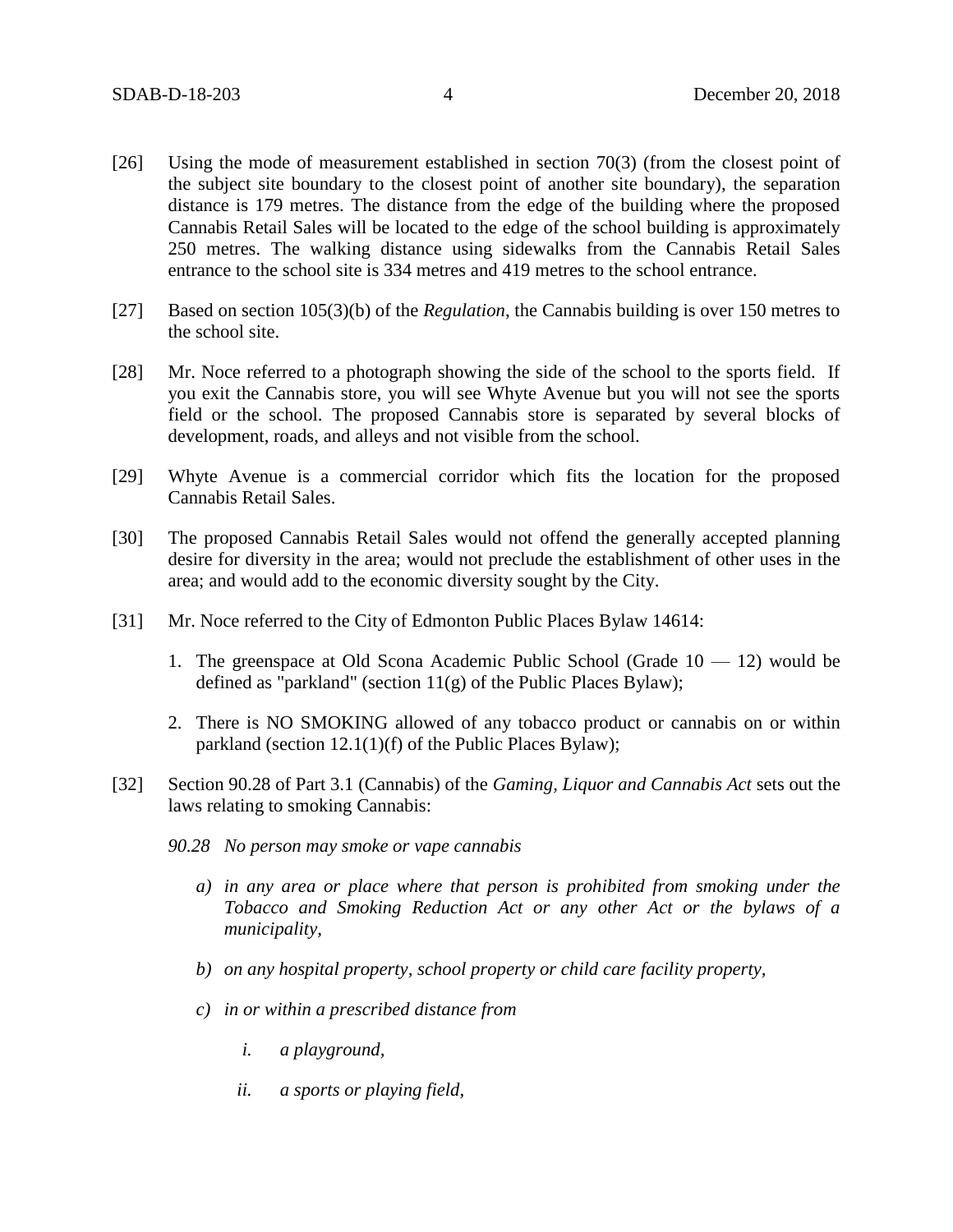[26] Using the mode of measurement established in section 70(3) (from the closest point of the subject site boundary to the closest point of another site boundary), the separation distance is 179 metres. The distance from the edge of the building where the proposed Cannabis Retail Sales will be located to the edge of the school building is approximately 250 metres. The walking distance using sidewalks from the Cannabis Retail Sales entrance to the school site is 334 metres and 419 metres to the school entrance.

[27] Based on section 105(3)(b) of the *Regulation*, the Cannabis building is over 150 metres to the school site.

[28] Mr. Noce referred to a photograph showing the side of the school to the sports field. If you exit the Cannabis store, you will see Whyte Avenue but you will not see the sports field or the school. The proposed Cannabis store is separated by several blocks of development, roads, and alleys and not visible from the school.

[29] Whyte Avenue is a commercial corridor which fits the location for the proposed Cannabis Retail Sales.

[30] The proposed Cannabis Retail Sales would not offend the generally accepted planning desire for diversity in the area; would not preclude the establishment of other uses in the area; and would add to the economic diversity sought by the City.

[31] Mr. Noce referred to the City of Edmonton Public Places Bylaw 14614:

1. The greenspace at Old Scona Academic Public School (Grade 10 — 12) would be defined as "parkland" (section 11(g) of the Public Places Bylaw);
2. There is NO SMOKING allowed of any tobacco product or cannabis on or within parkland (section 12.1(1)(f) of the Public Places Bylaw);

[32] Section 90.28 of Part 3.1 (Cannabis) of the *Gaming, Liquor and Cannabis Act* sets out the laws relating to smoking Cannabis:

*90.28 No person may smoke or vape cannabis*

*a) in any area or place where that person is prohibited from smoking under the Tobacco and Smoking Reduction Act or any other Act or the bylaws of a municipality,*

*b) on any hospital property, school property or child care facility property,*

*c) in or within a prescribed distance from*

*i. a playground,*

*ii. a sports or playing field,*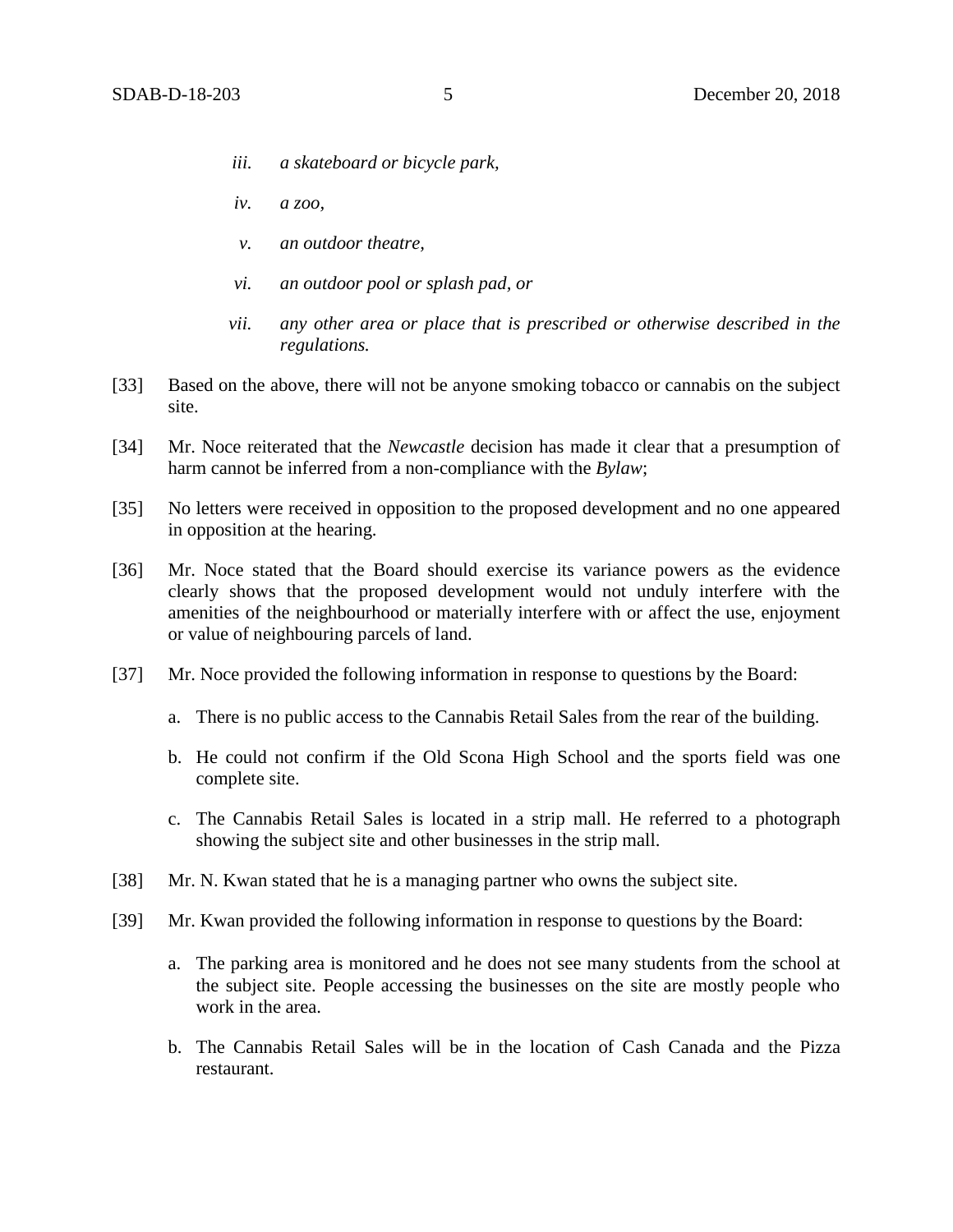> *iii. a skateboard or bicycle park,*
>
> *iv. a zoo,*
>
> *v. an outdoor theatre,*
>
> *vi. an outdoor pool or splash pad, or*
>
> *vii. any other area or place that is prescribed or otherwise described in the regulations.*

[33] Based on the above, there will not be anyone smoking tobacco or cannabis on the subject site.

[34] Mr. Noce reiterated that the *Newcastle* decision has made it clear that a presumption of harm cannot be inferred from a non-compliance with the *Bylaw*;

[35] No letters were received in opposition to the proposed development and no one appeared in opposition at the hearing.

[36] Mr. Noce stated that the Board should exercise its variance powers as the evidence clearly shows that the proposed development would not unduly interfere with the amenities of the neighbourhood or materially interfere with or affect the use, enjoyment or value of neighbouring parcels of land.

[37] Mr. Noce provided the following information in response to questions by the Board:

a. There is no public access to the Cannabis Retail Sales from the rear of the building.

b. He could not confirm if the Old Scona High School and the sports field was one complete site.

c. The Cannabis Retail Sales is located in a strip mall. He referred to a photograph showing the subject site and other businesses in the strip mall.

[38] Mr. N. Kwan stated that he is a managing partner who owns the subject site.

[39] Mr. Kwan provided the following information in response to questions by the Board:

a. The parking area is monitored and he does not see many students from the school at the subject site. People accessing the businesses on the site are mostly people who work in the area.

b. The Cannabis Retail Sales will be in the location of Cash Canada and the Pizza restaurant.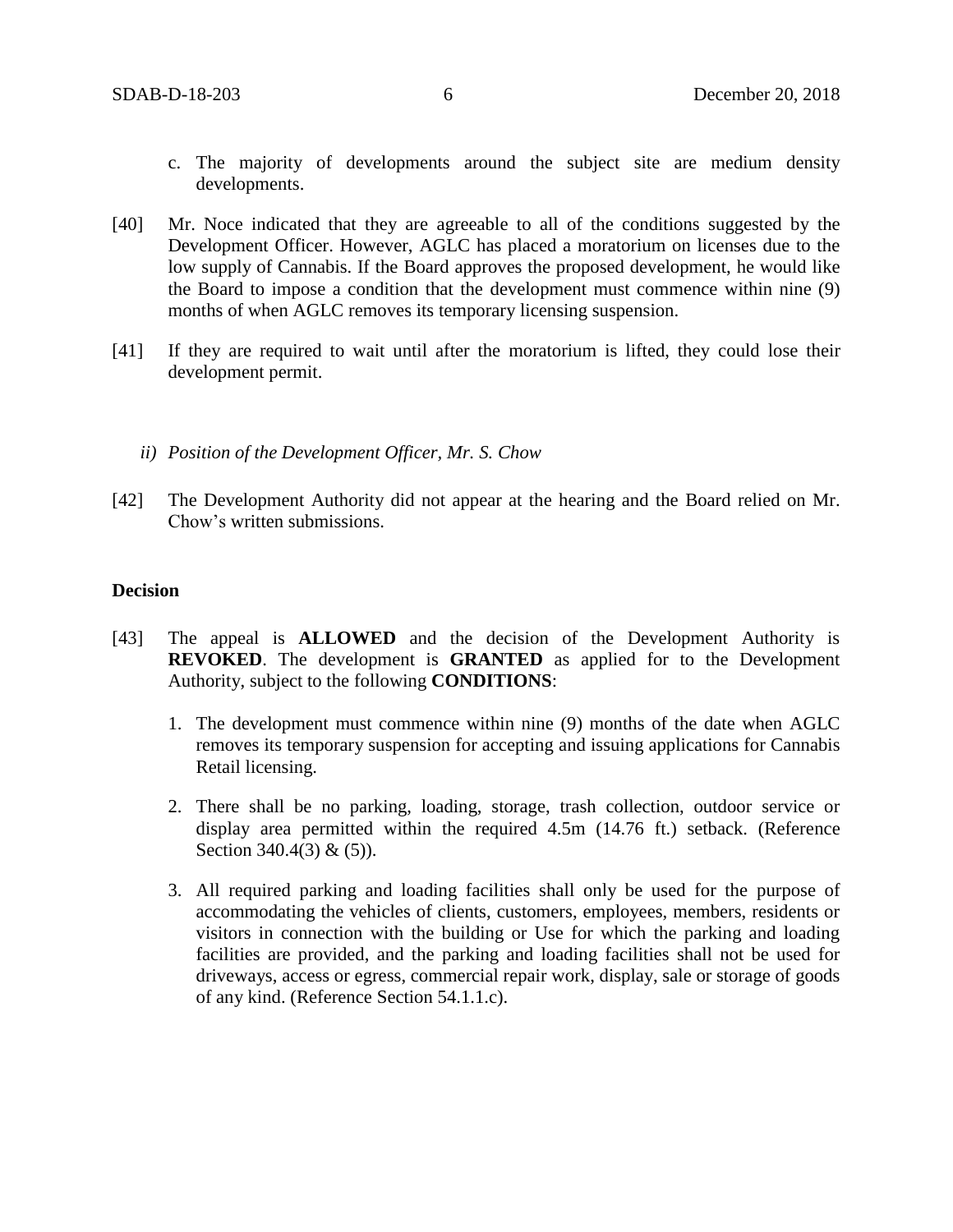c. The majority of developments around the subject site are medium density developments.

[40] Mr. Noce indicated that they are agreeable to all of the conditions suggested by the Development Officer. However, AGLC has placed a moratorium on licenses due to the low supply of Cannabis. If the Board approves the proposed development, he would like the Board to impose a condition that the development must commence within nine (9) months of when AGLC removes its temporary licensing suspension.

[41] If they are required to wait until after the moratorium is lifted, they could lose their development permit.

*ii) Position of the Development Officer, Mr. S. Chow*

[42] The Development Authority did not appear at the hearing and the Board relied on Mr. Chow's written submissions.

**Decision**

[43] The appeal is **ALLOWED** and the decision of the Development Authority is **REVOKED**. The development is **GRANTED** as applied for to the Development Authority, subject to the following **CONDITIONS**:

1. The development must commence within nine (9) months of the date when AGLC removes its temporary suspension for accepting and issuing applications for Cannabis Retail licensing.

2. There shall be no parking, loading, storage, trash collection, outdoor service or display area permitted within the required 4.5m (14.76 ft.) setback. (Reference Section 340.4(3) & (5)).

3. All required parking and loading facilities shall only be used for the purpose of accommodating the vehicles of clients, customers, employees, members, residents or visitors in connection with the building or Use for which the parking and loading facilities are provided, and the parking and loading facilities shall not be used for driveways, access or egress, commercial repair work, display, sale or storage of goods of any kind. (Reference Section 54.1.1.c).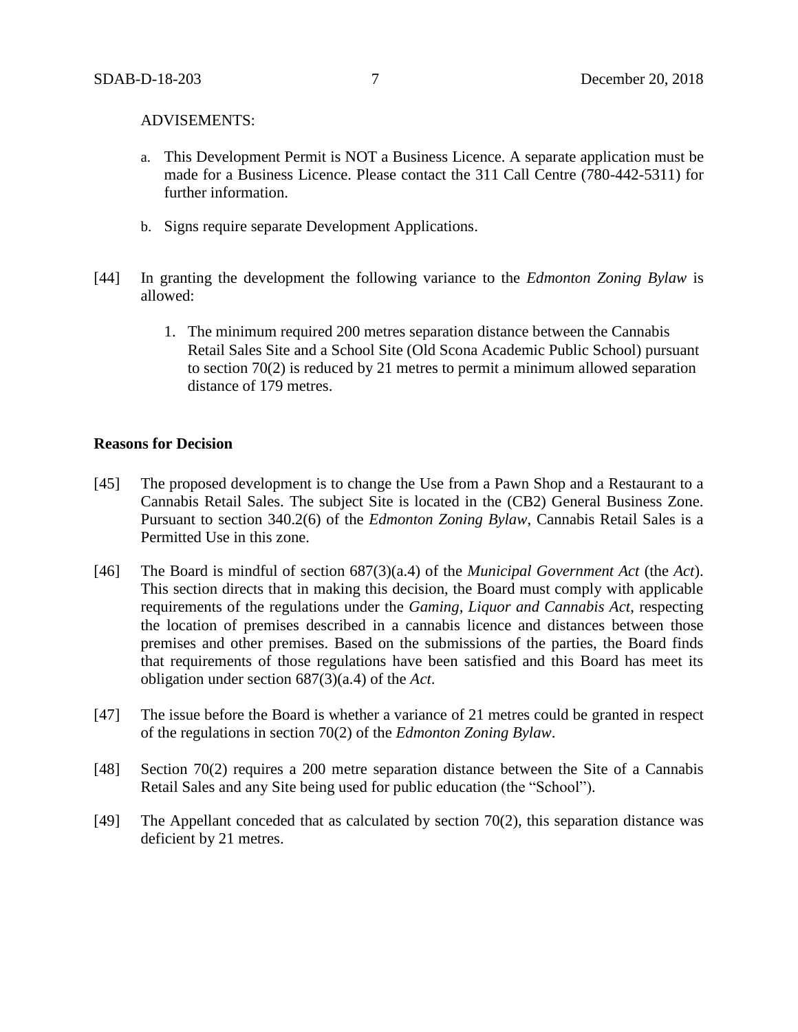ADVISEMENTS:

a. This Development Permit is NOT a Business Licence. A separate application must be made for a Business Licence. Please contact the 311 Call Centre (780-442-5311) for further information.

b. Signs require separate Development Applications.

[44] In granting the development the following variance to the *Edmonton Zoning Bylaw* is allowed:

1. The minimum required 200 metres separation distance between the Cannabis Retail Sales Site and a School Site (Old Scona Academic Public School) pursuant to section 70(2) is reduced by 21 metres to permit a minimum allowed separation distance of 179 metres.

**Reasons for Decision**

[45] The proposed development is to change the Use from a Pawn Shop and a Restaurant to a Cannabis Retail Sales. The subject Site is located in the (CB2) General Business Zone. Pursuant to section 340.2(6) of the *Edmonton Zoning Bylaw*, Cannabis Retail Sales is a Permitted Use in this zone.

[46] The Board is mindful of section 687(3)(a.4) of the *Municipal Government Act* (the *Act*). This section directs that in making this decision, the Board must comply with applicable requirements of the regulations under the *Gaming, Liquor and Cannabis Act*, respecting the location of premises described in a cannabis licence and distances between those premises and other premises. Based on the submissions of the parties, the Board finds that requirements of those regulations have been satisfied and this Board has meet its obligation under section 687(3)(a.4) of the *Act*.

[47] The issue before the Board is whether a variance of 21 metres could be granted in respect of the regulations in section 70(2) of the *Edmonton Zoning Bylaw*.

[48] Section 70(2) requires a 200 metre separation distance between the Site of a Cannabis Retail Sales and any Site being used for public education (the "School").

[49] The Appellant conceded that as calculated by section 70(2), this separation distance was deficient by 21 metres.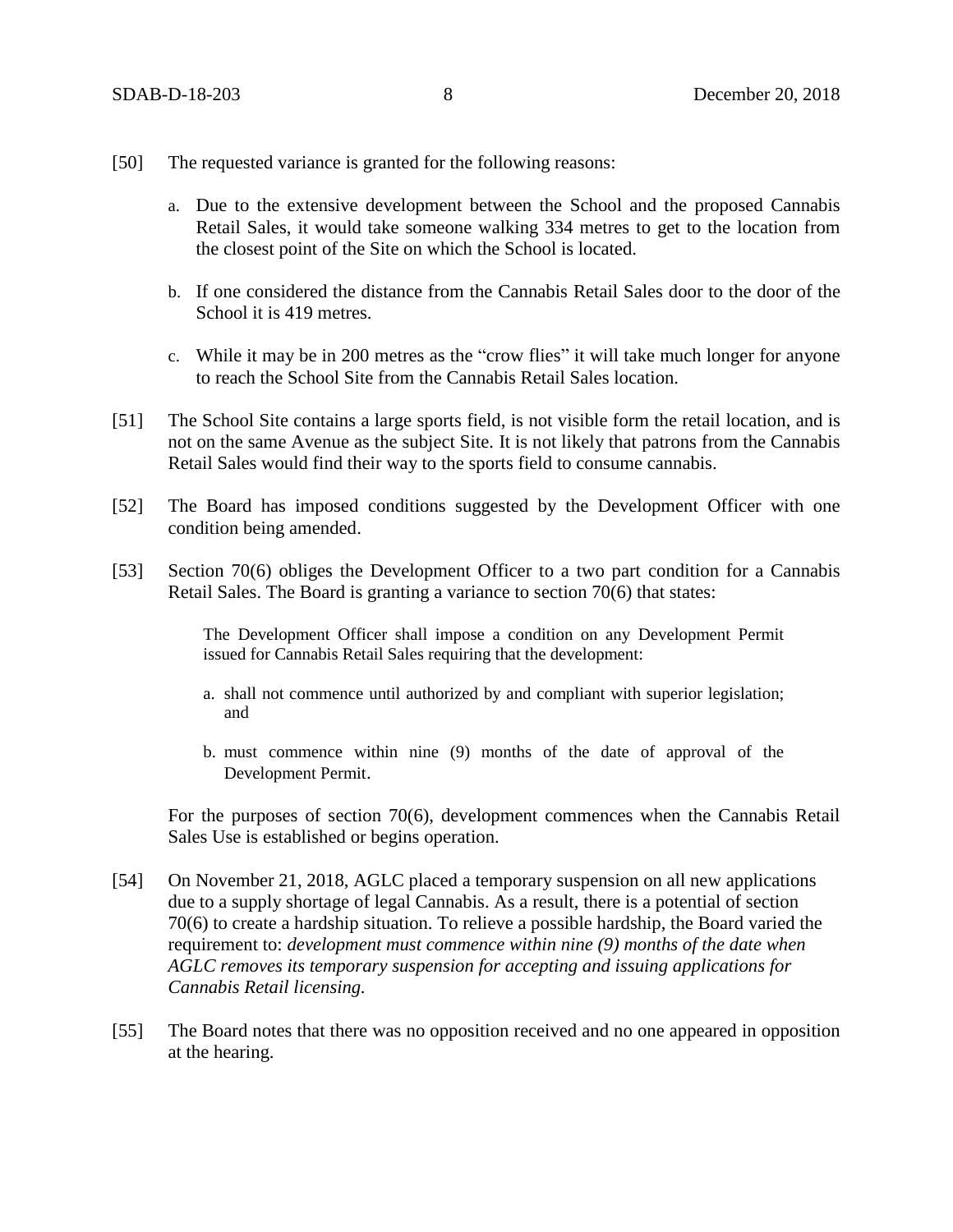[50] The requested variance is granted for the following reasons:

a. Due to the extensive development between the School and the proposed Cannabis Retail Sales, it would take someone walking 334 metres to get to the location from the closest point of the Site on which the School is located.

b. If one considered the distance from the Cannabis Retail Sales door to the door of the School it is 419 metres.

c. While it may be in 200 metres as the "crow flies" it will take much longer for anyone to reach the School Site from the Cannabis Retail Sales location.

[51] The School Site contains a large sports field, is not visible form the retail location, and is not on the same Avenue as the subject Site. It is not likely that patrons from the Cannabis Retail Sales would find their way to the sports field to consume cannabis.

[52] The Board has imposed conditions suggested by the Development Officer with one condition being amended.

[53] Section 70(6) obliges the Development Officer to a two part condition for a Cannabis Retail Sales. The Board is granting a variance to section 70(6) that states:

> The Development Officer shall impose a condition on any Development Permit issued for Cannabis Retail Sales requiring that the development:
>
> a. shall not commence until authorized by and compliant with superior legislation; and
>
> b. must commence within nine (9) months of the date of approval of the Development Permit.

For the purposes of section 70(6), development commences when the Cannabis Retail Sales Use is established or begins operation.

[54] On November 21, 2018, AGLC placed a temporary suspension on all new applications due to a supply shortage of legal Cannabis. As a result, there is a potential of section 70(6) to create a hardship situation. To relieve a possible hardship, the Board varied the requirement to: *development must commence within nine (9) months of the date when AGLC removes its temporary suspension for accepting and issuing applications for Cannabis Retail licensing.*

[55] The Board notes that there was no opposition received and no one appeared in opposition at the hearing.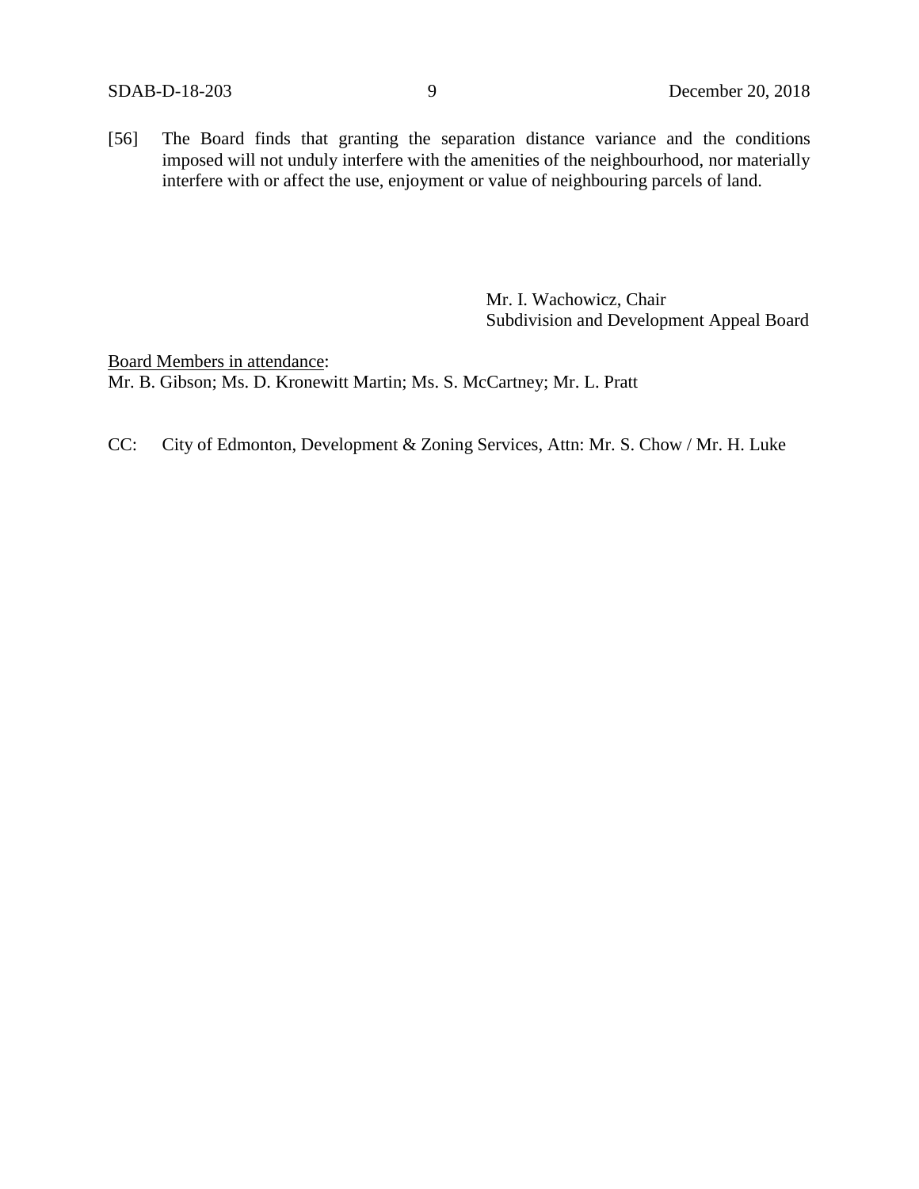[56] The Board finds that granting the separation distance variance and the conditions imposed will not unduly interfere with the amenities of the neighbourhood, nor materially interfere with or affect the use, enjoyment or value of neighbouring parcels of land.

Mr. I. Wachowicz, Chair
Subdivision and Development Appeal Board

<u>Board Members in attendance</u>:
Mr. B. Gibson; Ms. D. Kronewitt Martin; Ms. S. McCartney; Mr. L. Pratt

CC: City of Edmonton, Development & Zoning Services, Attn: Mr. S. Chow / Mr. H. Luke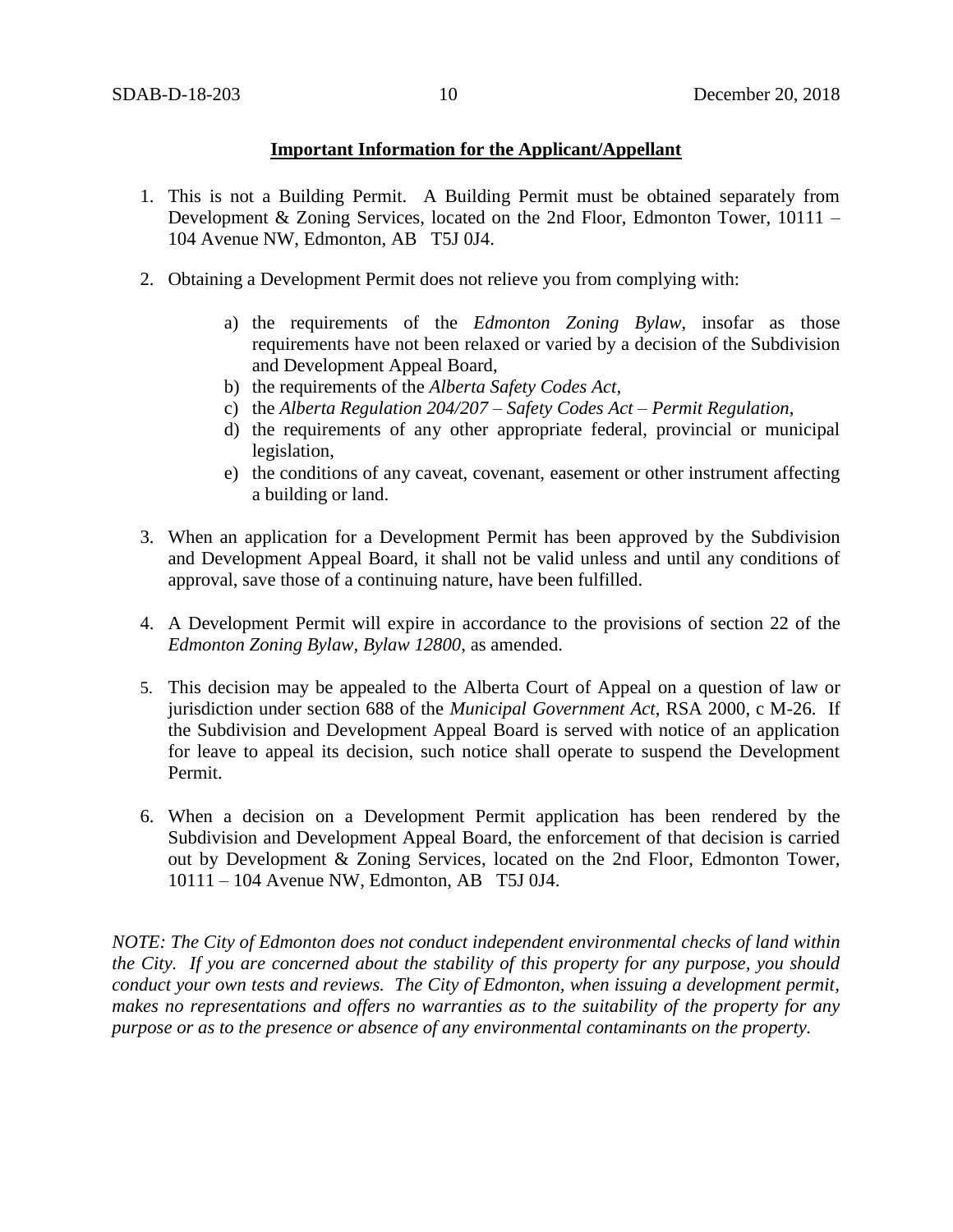**Important Information for the Applicant/Appellant**

1. This is not a Building Permit. A Building Permit must be obtained separately from Development & Zoning Services, located on the 2nd Floor, Edmonton Tower, 10111 – 104 Avenue NW, Edmonton, AB T5J 0J4.

2. Obtaining a Development Permit does not relieve you from complying with:

   a) the requirements of the *Edmonton Zoning Bylaw*, insofar as those requirements have not been relaxed or varied by a decision of the Subdivision and Development Appeal Board,
   b) the requirements of the *Alberta Safety Codes Act*,
   c) the *Alberta Regulation 204/207 – Safety Codes Act – Permit Regulation*,
   d) the requirements of any other appropriate federal, provincial or municipal legislation,
   e) the conditions of any caveat, covenant, easement or other instrument affecting a building or land.

3. When an application for a Development Permit has been approved by the Subdivision and Development Appeal Board, it shall not be valid unless and until any conditions of approval, save those of a continuing nature, have been fulfilled.

4. A Development Permit will expire in accordance to the provisions of section 22 of the *Edmonton Zoning Bylaw, Bylaw 12800*, as amended.

5. This decision may be appealed to the Alberta Court of Appeal on a question of law or jurisdiction under section 688 of the *Municipal Government Act*, RSA 2000, c M-26. If the Subdivision and Development Appeal Board is served with notice of an application for leave to appeal its decision, such notice shall operate to suspend the Development Permit.

6. When a decision on a Development Permit application has been rendered by the Subdivision and Development Appeal Board, the enforcement of that decision is carried out by Development & Zoning Services, located on the 2nd Floor, Edmonton Tower, 10111 – 104 Avenue NW, Edmonton, AB T5J 0J4.

*NOTE: The City of Edmonton does not conduct independent environmental checks of land within the City. If you are concerned about the stability of this property for any purpose, you should conduct your own tests and reviews. The City of Edmonton, when issuing a development permit, makes no representations and offers no warranties as to the suitability of the property for any purpose or as to the presence or absence of any environmental contaminants on the property.*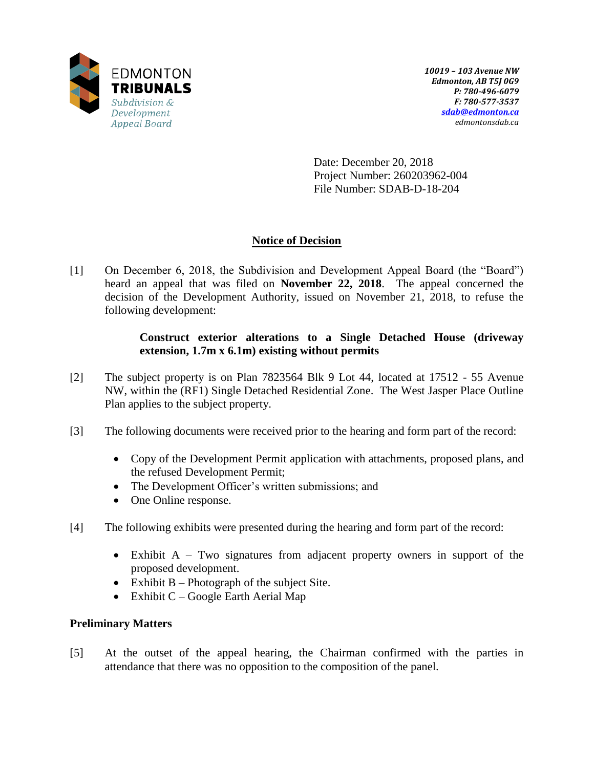EDMONTON
**TRIBUNALS**
*Subdivision & Development Appeal Board*

*10019 – 103 Avenue NW*
*Edmonton, AB T5J 0G9*
*P: 780-496-6079*
*F: 780-577-3537*
*sdab@edmonton.ca*
*edmontonsdab.ca*

Date: December 20, 2018
Project Number: 260203962-004
File Number: SDAB-D-18-204

## Notice of Decision

[1] On December 6, 2018, the Subdivision and Development Appeal Board (the "Board") heard an appeal that was filed on **November 22, 2018**. The appeal concerned the decision of the Development Authority, issued on November 21, 2018, to refuse the following development:

> **Construct exterior alterations to a Single Detached House (driveway extension, 1.7m x 6.1m) existing without permits**

[2] The subject property is on Plan 7823564 Blk 9 Lot 44, located at 17512 - 55 Avenue NW, within the (RF1) Single Detached Residential Zone. The West Jasper Place Outline Plan applies to the subject property.

[3] The following documents were received prior to the hearing and form part of the record:

- Copy of the Development Permit application with attachments, proposed plans, and the refused Development Permit;
- The Development Officer's written submissions; and
- One Online response.

[4] The following exhibits were presented during the hearing and form part of the record:

- Exhibit A – Two signatures from adjacent property owners in support of the proposed development.
- Exhibit B – Photograph of the subject Site.
- Exhibit C – Google Earth Aerial Map

### Preliminary Matters

[5] At the outset of the appeal hearing, the Chairman confirmed with the parties in attendance that there was no opposition to the composition of the panel.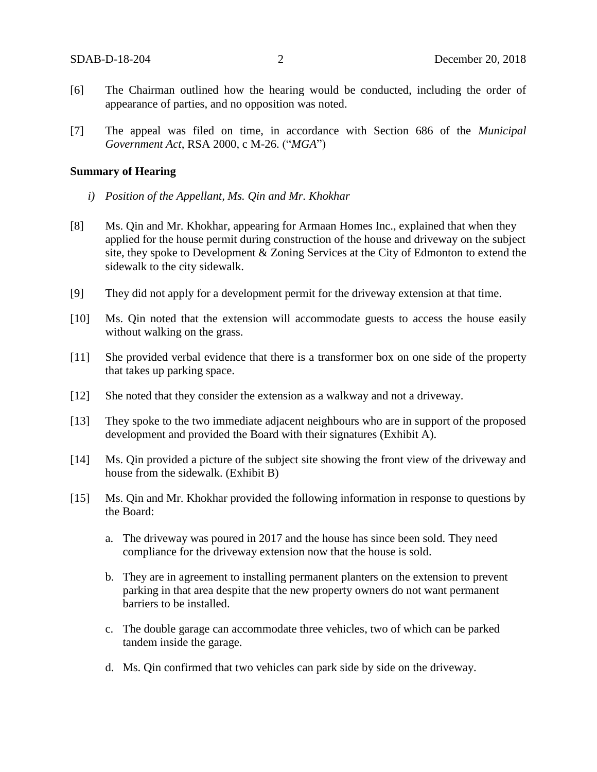[6] The Chairman outlined how the hearing would be conducted, including the order of appearance of parties, and no opposition was noted.

[7] The appeal was filed on time, in accordance with Section 686 of the *Municipal Government Act*, RSA 2000, c M-26. ("*MGA*")

**Summary of Hearing**

*i) Position of the Appellant, Ms. Qin and Mr. Khokhar*

[8] Ms. Qin and Mr. Khokhar, appearing for Armaan Homes Inc., explained that when they applied for the house permit during construction of the house and driveway on the subject site, they spoke to Development & Zoning Services at the City of Edmonton to extend the sidewalk to the city sidewalk.

[9] They did not apply for a development permit for the driveway extension at that time.

[10] Ms. Qin noted that the extension will accommodate guests to access the house easily without walking on the grass.

[11] She provided verbal evidence that there is a transformer box on one side of the property that takes up parking space.

[12] She noted that they consider the extension as a walkway and not a driveway.

[13] They spoke to the two immediate adjacent neighbours who are in support of the proposed development and provided the Board with their signatures (Exhibit A).

[14] Ms. Qin provided a picture of the subject site showing the front view of the driveway and house from the sidewalk. (Exhibit B)

[15] Ms. Qin and Mr. Khokhar provided the following information in response to questions by the Board:

a. The driveway was poured in 2017 and the house has since been sold. They need compliance for the driveway extension now that the house is sold.

b. They are in agreement to installing permanent planters on the extension to prevent parking in that area despite that the new property owners do not want permanent barriers to be installed.

c. The double garage can accommodate three vehicles, two of which can be parked tandem inside the garage.

d. Ms. Qin confirmed that two vehicles can park side by side on the driveway.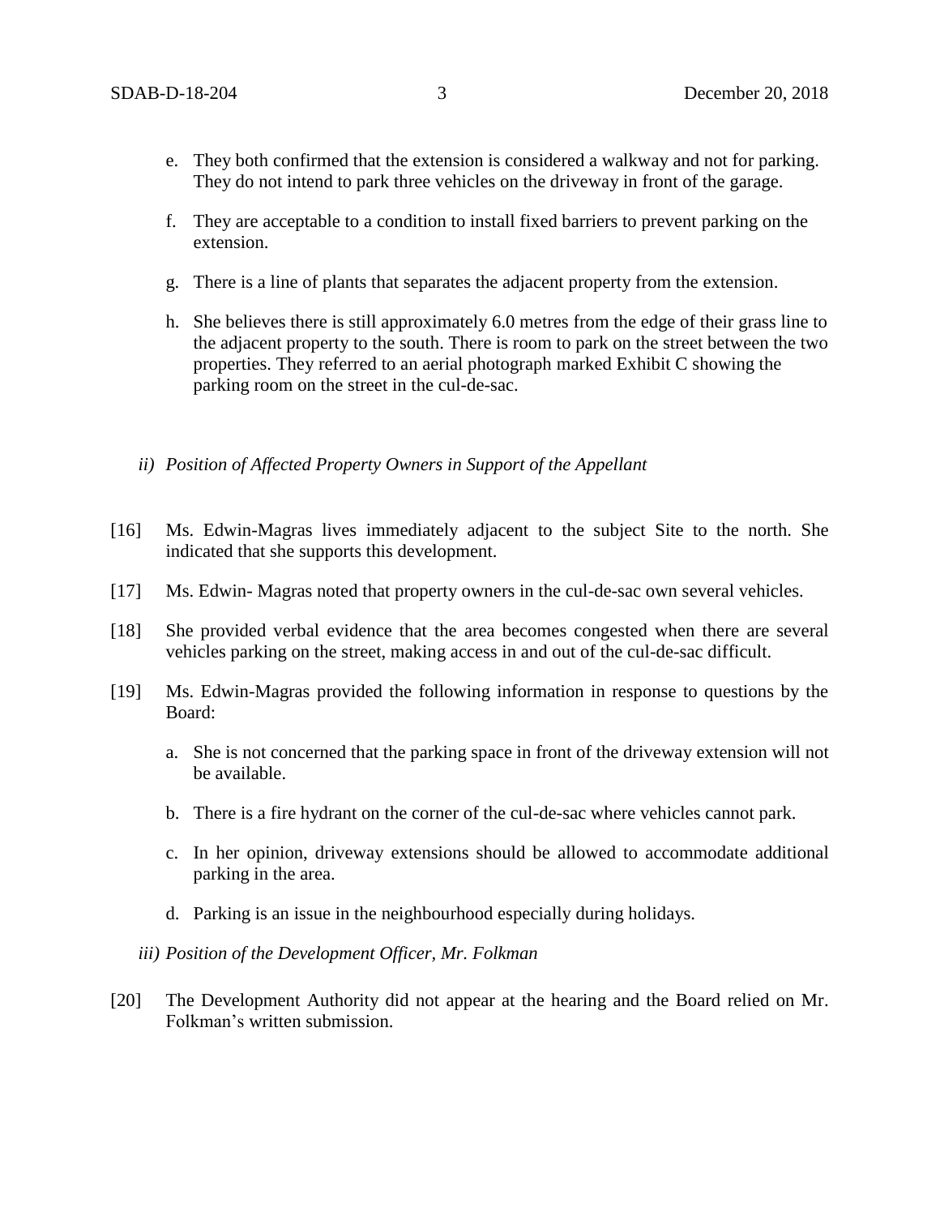e. They both confirmed that the extension is considered a walkway and not for parking. They do not intend to park three vehicles on the driveway in front of the garage.

f. They are acceptable to a condition to install fixed barriers to prevent parking on the extension.

g. There is a line of plants that separates the adjacent property from the extension.

h. She believes there is still approximately 6.0 metres from the edge of their grass line to the adjacent property to the south. There is room to park on the street between the two properties. They referred to an aerial photograph marked Exhibit C showing the parking room on the street in the cul-de-sac.

*ii) Position of Affected Property Owners in Support of the Appellant*

[16] Ms. Edwin-Magras lives immediately adjacent to the subject Site to the north. She indicated that she supports this development.

[17] Ms. Edwin- Magras noted that property owners in the cul-de-sac own several vehicles.

[18] She provided verbal evidence that the area becomes congested when there are several vehicles parking on the street, making access in and out of the cul-de-sac difficult.

[19] Ms. Edwin-Magras provided the following information in response to questions by the Board:

a. She is not concerned that the parking space in front of the driveway extension will not be available.

b. There is a fire hydrant on the corner of the cul-de-sac where vehicles cannot park.

c. In her opinion, driveway extensions should be allowed to accommodate additional parking in the area.

d. Parking is an issue in the neighbourhood especially during holidays.

*iii) Position of the Development Officer, Mr. Folkman*

[20] The Development Authority did not appear at the hearing and the Board relied on Mr. Folkman's written submission.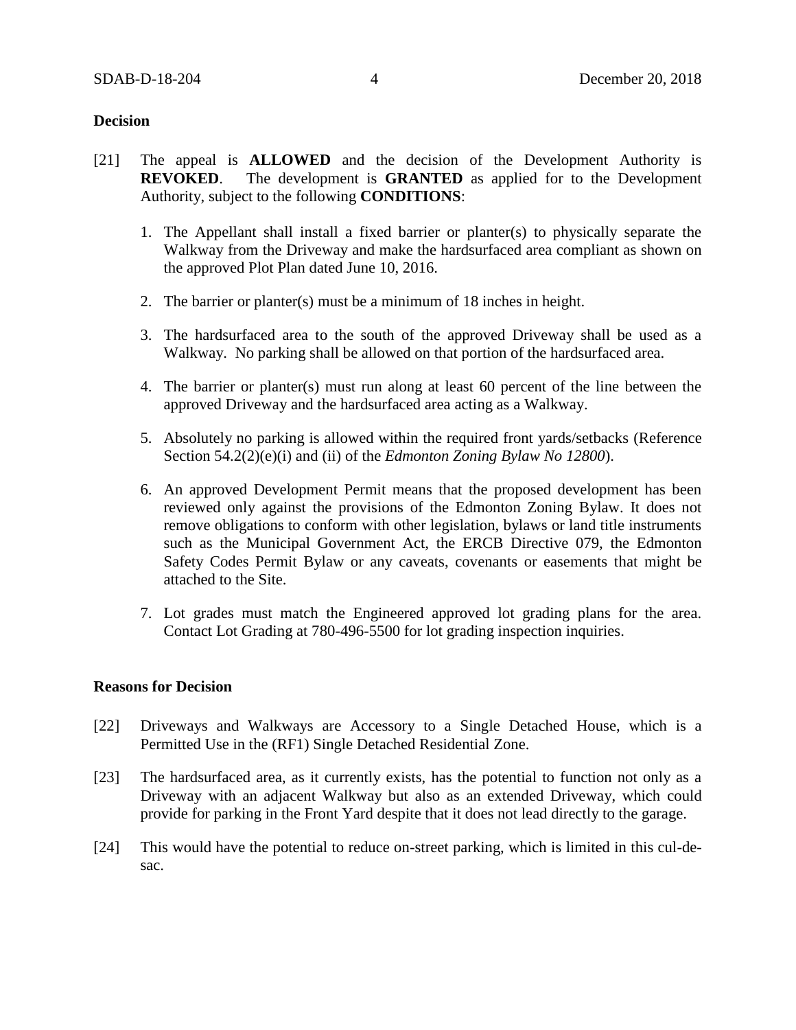## Decision

[21] The appeal is **ALLOWED** and the decision of the Development Authority is **REVOKED**. The development is **GRANTED** as applied for to the Development Authority, subject to the following **CONDITIONS**:

1. The Appellant shall install a fixed barrier or planter(s) to physically separate the Walkway from the Driveway and make the hardsurfaced area compliant as shown on the approved Plot Plan dated June 10, 2016.

2. The barrier or planter(s) must be a minimum of 18 inches in height.

3. The hardsurfaced area to the south of the approved Driveway shall be used as a Walkway. No parking shall be allowed on that portion of the hardsurfaced area.

4. The barrier or planter(s) must run along at least 60 percent of the line between the approved Driveway and the hardsurfaced area acting as a Walkway.

5. Absolutely no parking is allowed within the required front yards/setbacks (Reference Section 54.2(2)(e)(i) and (ii) of the *Edmonton Zoning Bylaw No 12800*).

6. An approved Development Permit means that the proposed development has been reviewed only against the provisions of the Edmonton Zoning Bylaw. It does not remove obligations to conform with other legislation, bylaws or land title instruments such as the Municipal Government Act, the ERCB Directive 079, the Edmonton Safety Codes Permit Bylaw or any caveats, covenants or easements that might be attached to the Site.

7. Lot grades must match the Engineered approved lot grading plans for the area. Contact Lot Grading at 780-496-5500 for lot grading inspection inquiries.

## Reasons for Decision

[22] Driveways and Walkways are Accessory to a Single Detached House, which is a Permitted Use in the (RF1) Single Detached Residential Zone.

[23] The hardsurfaced area, as it currently exists, has the potential to function not only as a Driveway with an adjacent Walkway but also as an extended Driveway, which could provide for parking in the Front Yard despite that it does not lead directly to the garage.

[24] This would have the potential to reduce on-street parking, which is limited in this cul-de-sac.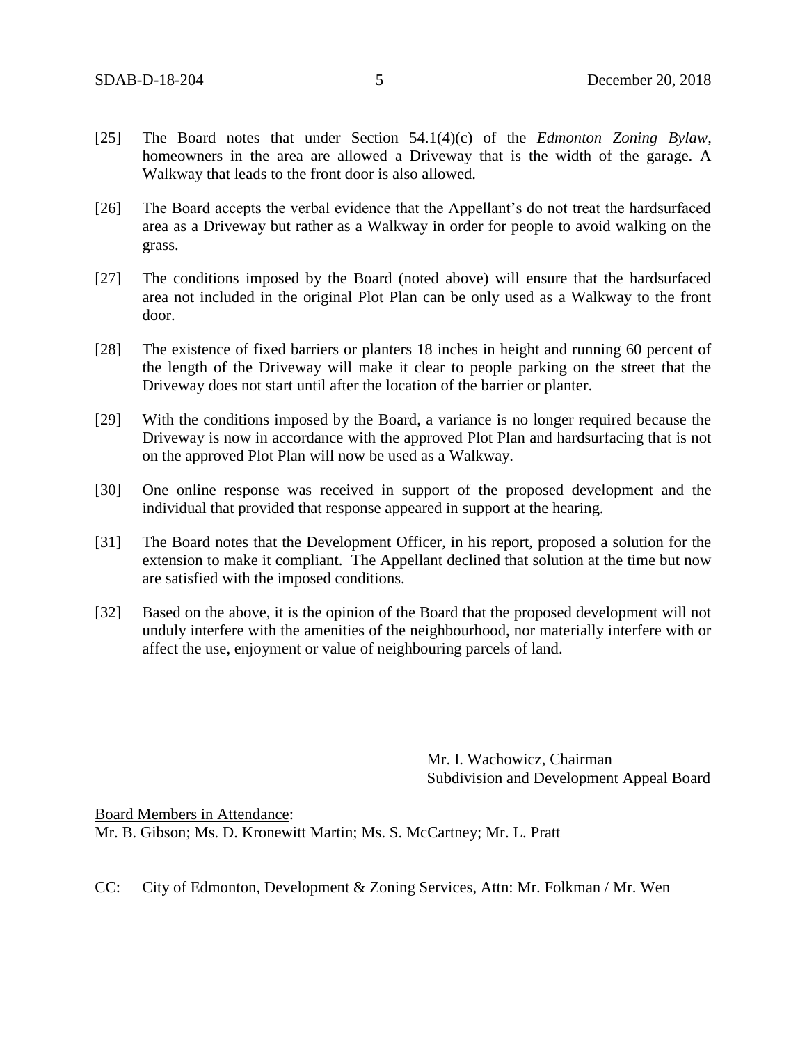[25] The Board notes that under Section 54.1(4)(c) of the *Edmonton Zoning Bylaw*, homeowners in the area are allowed a Driveway that is the width of the garage. A Walkway that leads to the front door is also allowed.

[26] The Board accepts the verbal evidence that the Appellant's do not treat the hardsurfaced area as a Driveway but rather as a Walkway in order for people to avoid walking on the grass.

[27] The conditions imposed by the Board (noted above) will ensure that the hardsurfaced area not included in the original Plot Plan can be only used as a Walkway to the front door.

[28] The existence of fixed barriers or planters 18 inches in height and running 60 percent of the length of the Driveway will make it clear to people parking on the street that the Driveway does not start until after the location of the barrier or planter.

[29] With the conditions imposed by the Board, a variance is no longer required because the Driveway is now in accordance with the approved Plot Plan and hardsurfacing that is not on the approved Plot Plan will now be used as a Walkway.

[30] One online response was received in support of the proposed development and the individual that provided that response appeared in support at the hearing.

[31] The Board notes that the Development Officer, in his report, proposed a solution for the extension to make it compliant. The Appellant declined that solution at the time but now are satisfied with the imposed conditions.

[32] Based on the above, it is the opinion of the Board that the proposed development will not unduly interfere with the amenities of the neighbourhood, nor materially interfere with or affect the use, enjoyment or value of neighbouring parcels of land.

Mr. I. Wachowicz, Chairman
Subdivision and Development Appeal Board

Board Members in Attendance:
Mr. B. Gibson; Ms. D. Kronewitt Martin; Ms. S. McCartney; Mr. L. Pratt

CC: City of Edmonton, Development & Zoning Services, Attn: Mr. Folkman / Mr. Wen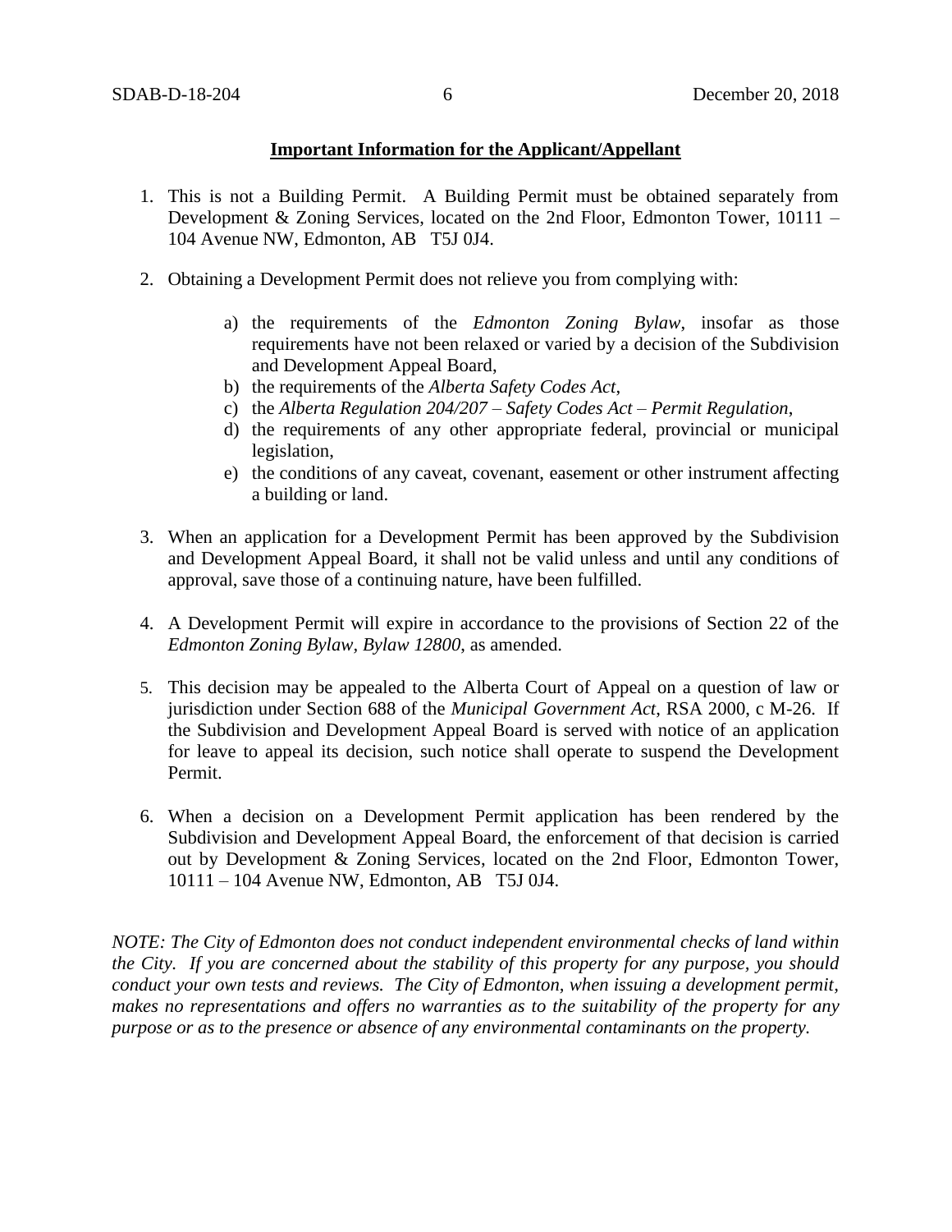**Important Information for the Applicant/Appellant**

1. This is not a Building Permit. A Building Permit must be obtained separately from Development & Zoning Services, located on the 2nd Floor, Edmonton Tower, 10111 – 104 Avenue NW, Edmonton, AB T5J 0J4.

2. Obtaining a Development Permit does not relieve you from complying with:

   a) the requirements of the *Edmonton Zoning Bylaw*, insofar as those requirements have not been relaxed or varied by a decision of the Subdivision and Development Appeal Board,
   b) the requirements of the *Alberta Safety Codes Act*,
   c) the *Alberta Regulation 204/207 – Safety Codes Act – Permit Regulation*,
   d) the requirements of any other appropriate federal, provincial or municipal legislation,
   e) the conditions of any caveat, covenant, easement or other instrument affecting a building or land.

3. When an application for a Development Permit has been approved by the Subdivision and Development Appeal Board, it shall not be valid unless and until any conditions of approval, save those of a continuing nature, have been fulfilled.

4. A Development Permit will expire in accordance to the provisions of Section 22 of the *Edmonton Zoning Bylaw, Bylaw 12800*, as amended.

5. This decision may be appealed to the Alberta Court of Appeal on a question of law or jurisdiction under Section 688 of the *Municipal Government Act*, RSA 2000, c M-26. If the Subdivision and Development Appeal Board is served with notice of an application for leave to appeal its decision, such notice shall operate to suspend the Development Permit.

6. When a decision on a Development Permit application has been rendered by the Subdivision and Development Appeal Board, the enforcement of that decision is carried out by Development & Zoning Services, located on the 2nd Floor, Edmonton Tower, 10111 – 104 Avenue NW, Edmonton, AB T5J 0J4.

*NOTE: The City of Edmonton does not conduct independent environmental checks of land within the City. If you are concerned about the stability of this property for any purpose, you should conduct your own tests and reviews. The City of Edmonton, when issuing a development permit, makes no representations and offers no warranties as to the suitability of the property for any purpose or as to the presence or absence of any environmental contaminants on the property.*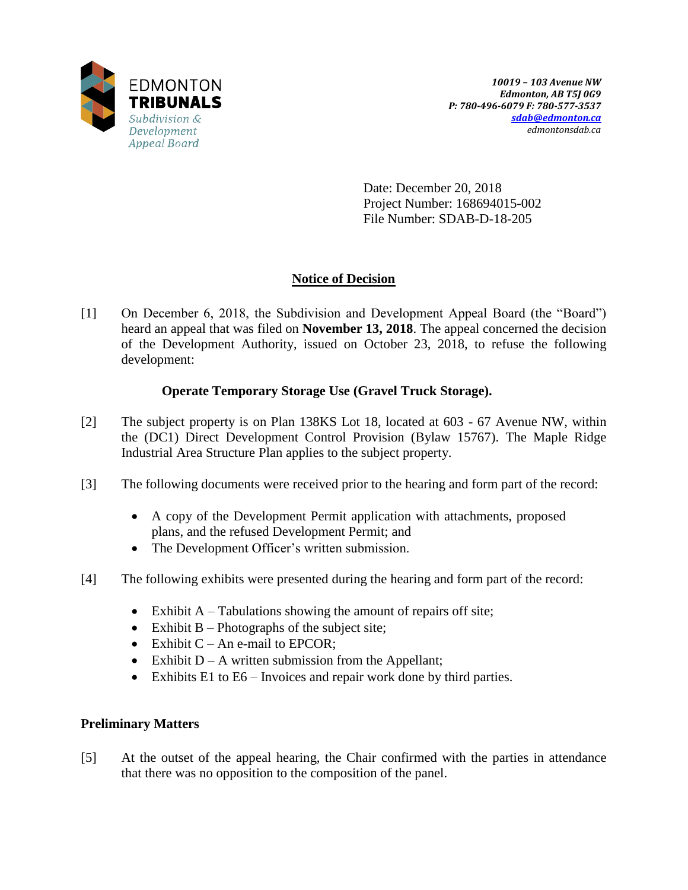EDMONTON
**TRIBUNALS**
*Subdivision & Development Appeal Board*

*10019 – 103 Avenue NW*
*Edmonton, AB T5J 0G9*
*P: 780-496-6079 F: 780-577-3537*
*sdab@edmonton.ca*
*edmontonsdab.ca*

Date: December 20, 2018
Project Number: 168694015-002
File Number: SDAB-D-18-205

## Notice of Decision

[1] On December 6, 2018, the Subdivision and Development Appeal Board (the "Board") heard an appeal that was filed on **November 13, 2018**. The appeal concerned the decision of the Development Authority, issued on October 23, 2018, to refuse the following development:

**Operate Temporary Storage Use (Gravel Truck Storage).**

[2] The subject property is on Plan 138KS Lot 18, located at 603 - 67 Avenue NW, within the (DC1) Direct Development Control Provision (Bylaw 15767). The Maple Ridge Industrial Area Structure Plan applies to the subject property.

[3] The following documents were received prior to the hearing and form part of the record:

- A copy of the Development Permit application with attachments, proposed plans, and the refused Development Permit; and
- The Development Officer's written submission.

[4] The following exhibits were presented during the hearing and form part of the record:

- Exhibit A – Tabulations showing the amount of repairs off site;
- Exhibit B – Photographs of the subject site;
- Exhibit C – An e-mail to EPCOR;
- Exhibit D – A written submission from the Appellant;
- Exhibits E1 to E6 – Invoices and repair work done by third parties.

### Preliminary Matters

[5] At the outset of the appeal hearing, the Chair confirmed with the parties in attendance that there was no opposition to the composition of the panel.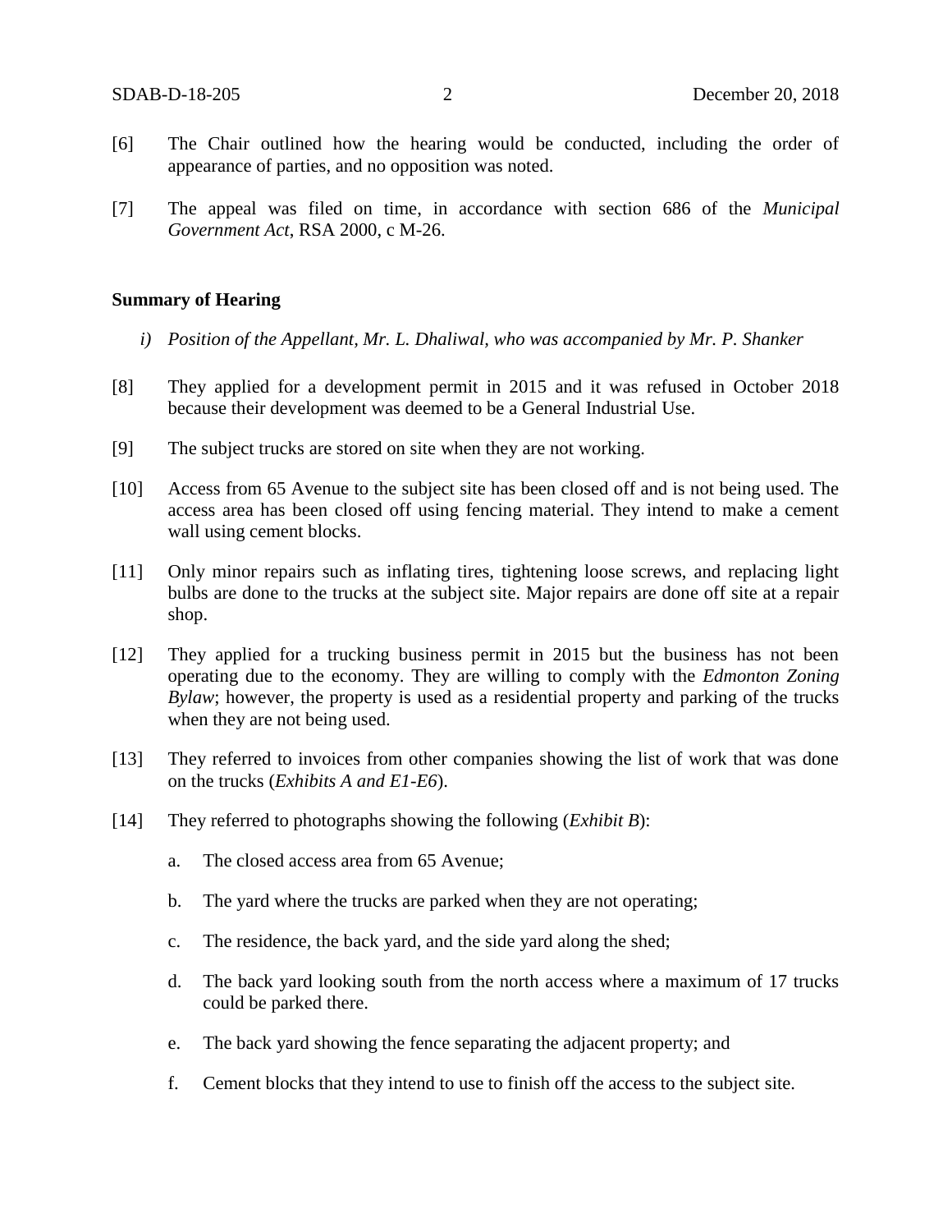[6] The Chair outlined how the hearing would be conducted, including the order of appearance of parties, and no opposition was noted.

[7] The appeal was filed on time, in accordance with section 686 of the *Municipal Government Act*, RSA 2000, c M-26.

**Summary of Hearing**

*i) Position of the Appellant, Mr. L. Dhaliwal, who was accompanied by Mr. P. Shanker*

[8] They applied for a development permit in 2015 and it was refused in October 2018 because their development was deemed to be a General Industrial Use.

[9] The subject trucks are stored on site when they are not working.

[10] Access from 65 Avenue to the subject site has been closed off and is not being used. The access area has been closed off using fencing material. They intend to make a cement wall using cement blocks.

[11] Only minor repairs such as inflating tires, tightening loose screws, and replacing light bulbs are done to the trucks at the subject site. Major repairs are done off site at a repair shop.

[12] They applied for a trucking business permit in 2015 but the business has not been operating due to the economy. They are willing to comply with the *Edmonton Zoning Bylaw*; however, the property is used as a residential property and parking of the trucks when they are not being used.

[13] They referred to invoices from other companies showing the list of work that was done on the trucks (*Exhibits A and E1-E6*).

[14] They referred to photographs showing the following (*Exhibit B*):

a. The closed access area from 65 Avenue;

b. The yard where the trucks are parked when they are not operating;

c. The residence, the back yard, and the side yard along the shed;

d. The back yard looking south from the north access where a maximum of 17 trucks could be parked there.

e. The back yard showing the fence separating the adjacent property; and

f. Cement blocks that they intend to use to finish off the access to the subject site.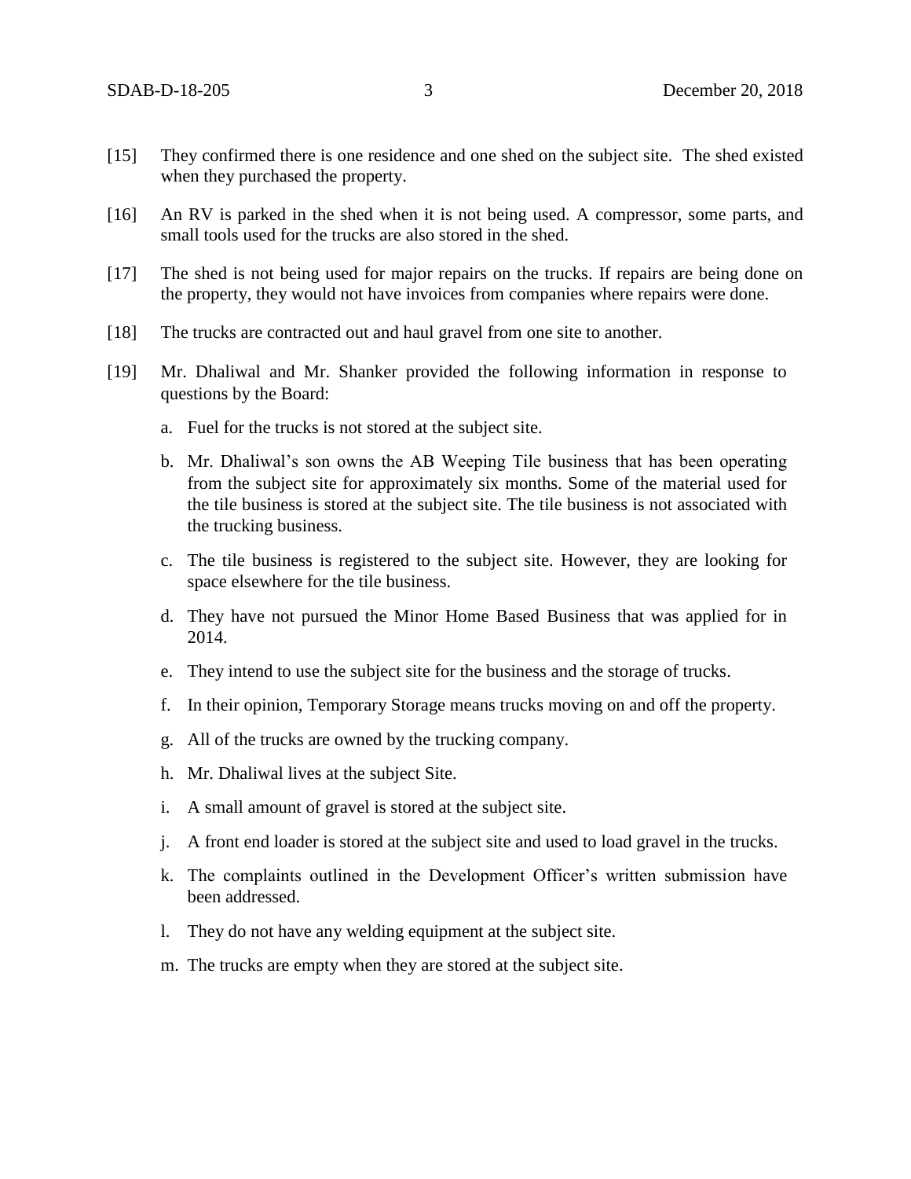[15] They confirmed there is one residence and one shed on the subject site. The shed existed when they purchased the property.

[16] An RV is parked in the shed when it is not being used. A compressor, some parts, and small tools used for the trucks are also stored in the shed.

[17] The shed is not being used for major repairs on the trucks. If repairs are being done on the property, they would not have invoices from companies where repairs were done.

[18] The trucks are contracted out and haul gravel from one site to another.

[19] Mr. Dhaliwal and Mr. Shanker provided the following information in response to questions by the Board:

a. Fuel for the trucks is not stored at the subject site.

b. Mr. Dhaliwal's son owns the AB Weeping Tile business that has been operating from the subject site for approximately six months. Some of the material used for the tile business is stored at the subject site. The tile business is not associated with the trucking business.

c. The tile business is registered to the subject site. However, they are looking for space elsewhere for the tile business.

d. They have not pursued the Minor Home Based Business that was applied for in 2014.

e. They intend to use the subject site for the business and the storage of trucks.

f. In their opinion, Temporary Storage means trucks moving on and off the property.

g. All of the trucks are owned by the trucking company.

h. Mr. Dhaliwal lives at the subject Site.

i. A small amount of gravel is stored at the subject site.

j. A front end loader is stored at the subject site and used to load gravel in the trucks.

k. The complaints outlined in the Development Officer's written submission have been addressed.

l. They do not have any welding equipment at the subject site.

m. The trucks are empty when they are stored at the subject site.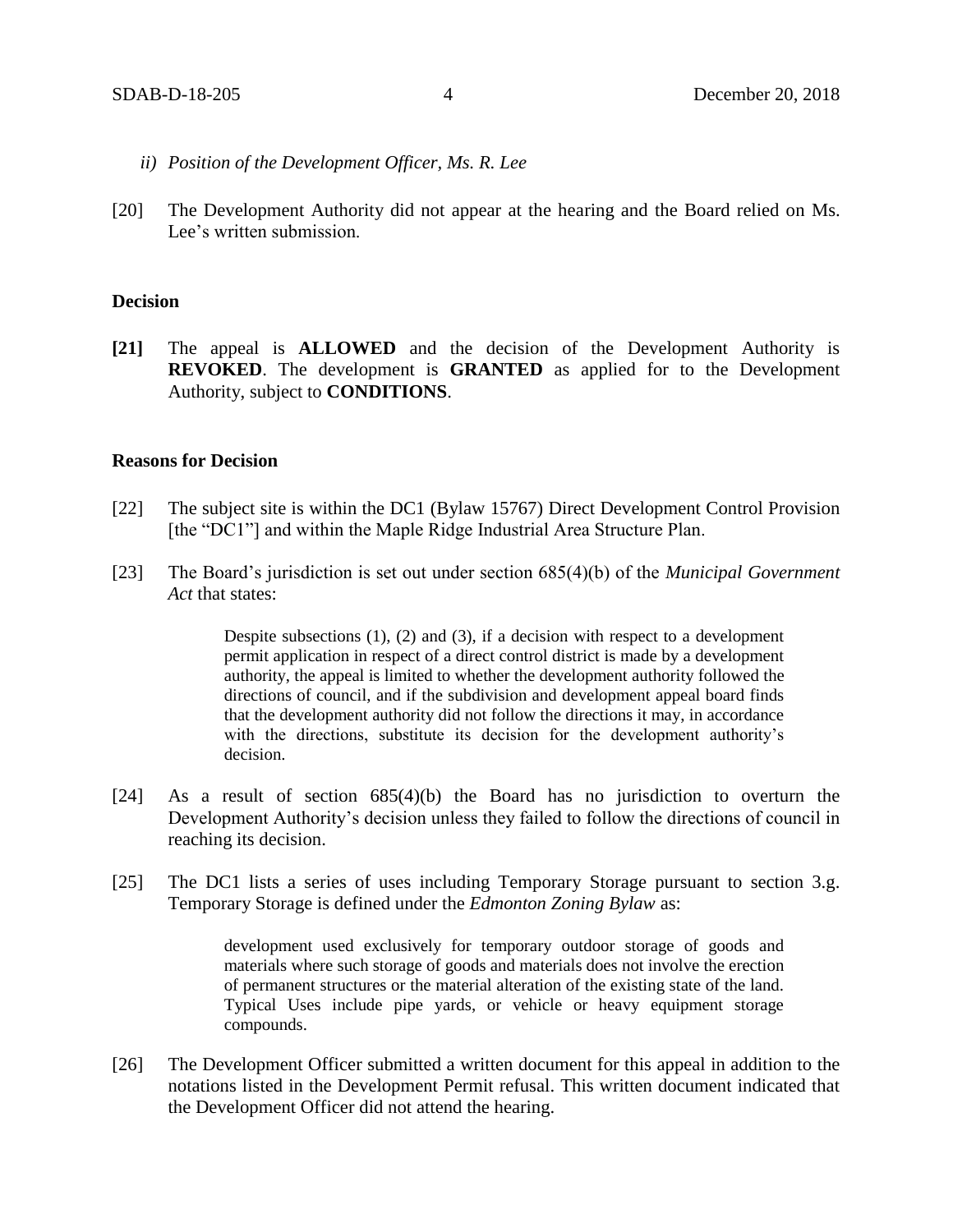*ii) Position of the Development Officer, Ms. R. Lee*

[20] The Development Authority did not appear at the hearing and the Board relied on Ms. Lee's written submission.

**Decision**

**[21]** The appeal is **ALLOWED** and the decision of the Development Authority is **REVOKED**. The development is **GRANTED** as applied for to the Development Authority, subject to **CONDITIONS**.

**Reasons for Decision**

[22] The subject site is within the DC1 (Bylaw 15767) Direct Development Control Provision [the "DC1"] and within the Maple Ridge Industrial Area Structure Plan.

[23] The Board's jurisdiction is set out under section 685(4)(b) of the *Municipal Government Act* that states:

> Despite subsections (1), (2) and (3), if a decision with respect to a development permit application in respect of a direct control district is made by a development authority, the appeal is limited to whether the development authority followed the directions of council, and if the subdivision and development appeal board finds that the development authority did not follow the directions it may, in accordance with the directions, substitute its decision for the development authority's decision.

[24] As a result of section 685(4)(b) the Board has no jurisdiction to overturn the Development Authority's decision unless they failed to follow the directions of council in reaching its decision.

[25] The DC1 lists a series of uses including Temporary Storage pursuant to section 3.g. Temporary Storage is defined under the *Edmonton Zoning Bylaw* as:

> development used exclusively for temporary outdoor storage of goods and materials where such storage of goods and materials does not involve the erection of permanent structures or the material alteration of the existing state of the land. Typical Uses include pipe yards, or vehicle or heavy equipment storage compounds.

[26] The Development Officer submitted a written document for this appeal in addition to the notations listed in the Development Permit refusal. This written document indicated that the Development Officer did not attend the hearing.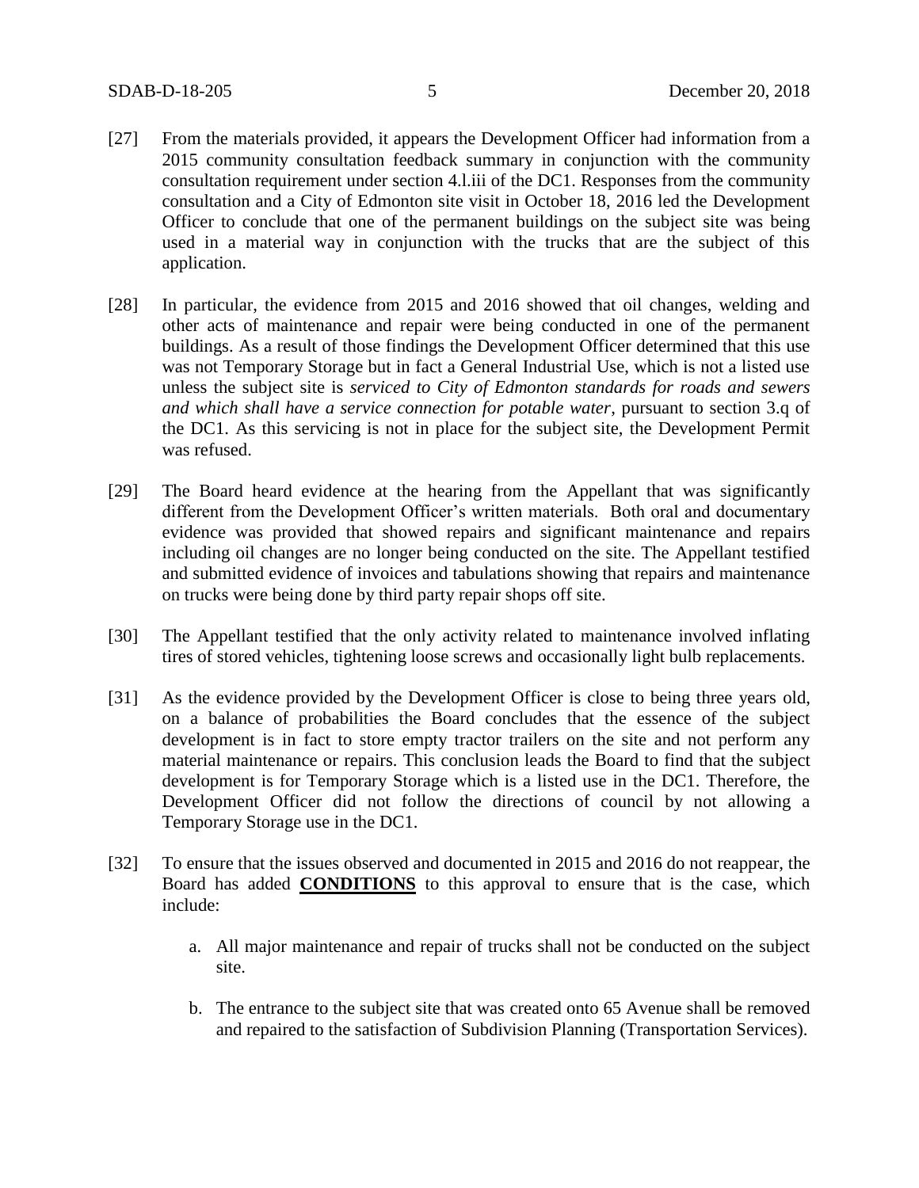[27] From the materials provided, it appears the Development Officer had information from a 2015 community consultation feedback summary in conjunction with the community consultation requirement under section 4.l.iii of the DC1. Responses from the community consultation and a City of Edmonton site visit in October 18, 2016 led the Development Officer to conclude that one of the permanent buildings on the subject site was being used in a material way in conjunction with the trucks that are the subject of this application.

[28] In particular, the evidence from 2015 and 2016 showed that oil changes, welding and other acts of maintenance and repair were being conducted in one of the permanent buildings. As a result of those findings the Development Officer determined that this use was not Temporary Storage but in fact a General Industrial Use, which is not a listed use unless the subject site is *serviced to City of Edmonton standards for roads and sewers and which shall have a service connection for potable water*, pursuant to section 3.q of the DC1. As this servicing is not in place for the subject site, the Development Permit was refused.

[29] The Board heard evidence at the hearing from the Appellant that was significantly different from the Development Officer's written materials. Both oral and documentary evidence was provided that showed repairs and significant maintenance and repairs including oil changes are no longer being conducted on the site. The Appellant testified and submitted evidence of invoices and tabulations showing that repairs and maintenance on trucks were being done by third party repair shops off site.

[30] The Appellant testified that the only activity related to maintenance involved inflating tires of stored vehicles, tightening loose screws and occasionally light bulb replacements.

[31] As the evidence provided by the Development Officer is close to being three years old, on a balance of probabilities the Board concludes that the essence of the subject development is in fact to store empty tractor trailers on the site and not perform any material maintenance or repairs. This conclusion leads the Board to find that the subject development is for Temporary Storage which is a listed use in the DC1. Therefore, the Development Officer did not follow the directions of council by not allowing a Temporary Storage use in the DC1.

[32] To ensure that the issues observed and documented in 2015 and 2016 do not reappear, the Board has added **CONDITIONS** to this approval to ensure that is the case, which include:

a. All major maintenance and repair of trucks shall not be conducted on the subject site.

b. The entrance to the subject site that was created onto 65 Avenue shall be removed and repaired to the satisfaction of Subdivision Planning (Transportation Services).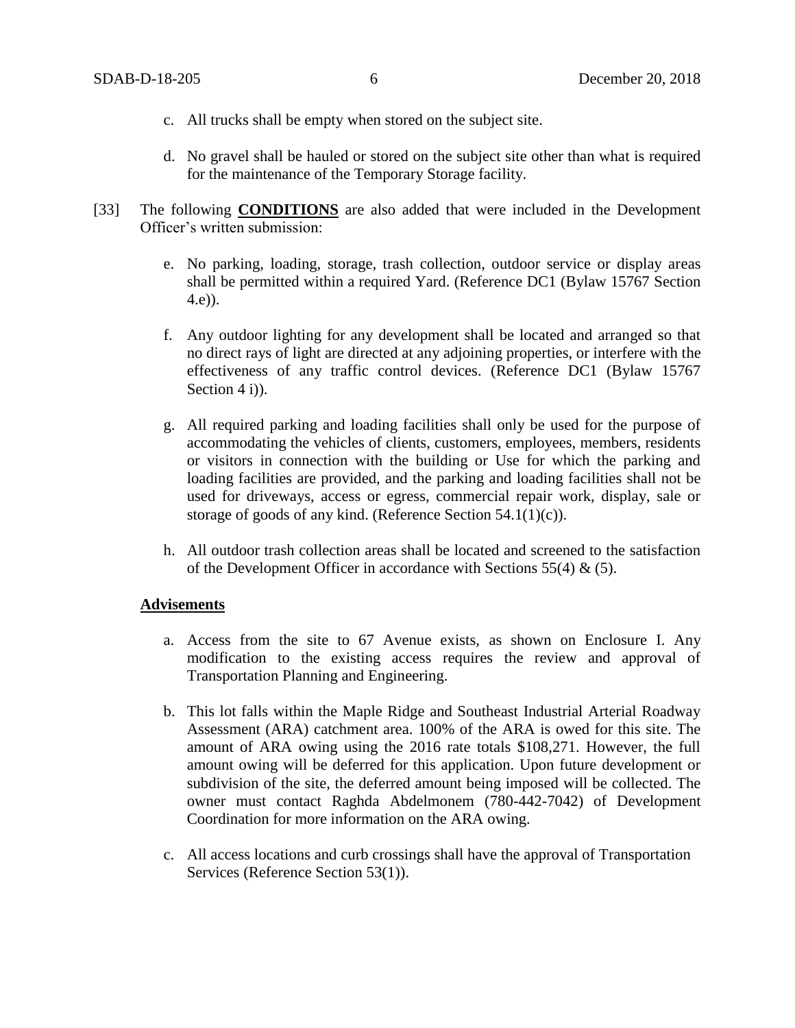c. All trucks shall be empty when stored on the subject site.

d. No gravel shall be hauled or stored on the subject site other than what is required for the maintenance of the Temporary Storage facility.

[33] The following **CONDITIONS** are also added that were included in the Development Officer's written submission:

e. No parking, loading, storage, trash collection, outdoor service or display areas shall be permitted within a required Yard. (Reference DC1 (Bylaw 15767 Section 4.e)).

f. Any outdoor lighting for any development shall be located and arranged so that no direct rays of light are directed at any adjoining properties, or interfere with the effectiveness of any traffic control devices. (Reference DC1 (Bylaw 15767 Section 4 i)).

g. All required parking and loading facilities shall only be used for the purpose of accommodating the vehicles of clients, customers, employees, members, residents or visitors in connection with the building or Use for which the parking and loading facilities are provided, and the parking and loading facilities shall not be used for driveways, access or egress, commercial repair work, display, sale or storage of goods of any kind. (Reference Section 54.1(1)(c)).

h. All outdoor trash collection areas shall be located and screened to the satisfaction of the Development Officer in accordance with Sections 55(4) & (5).

**Advisements**

a. Access from the site to 67 Avenue exists, as shown on Enclosure I. Any modification to the existing access requires the review and approval of Transportation Planning and Engineering.

b. This lot falls within the Maple Ridge and Southeast Industrial Arterial Roadway Assessment (ARA) catchment area. 100% of the ARA is owed for this site. The amount of ARA owing using the 2016 rate totals $108,271. However, the full amount owing will be deferred for this application. Upon future development or subdivision of the site, the deferred amount being imposed will be collected. The owner must contact Raghda Abdelmonem (780-442-7042) of Development Coordination for more information on the ARA owing.

c. All access locations and curb crossings shall have the approval of Transportation Services (Reference Section 53(1)).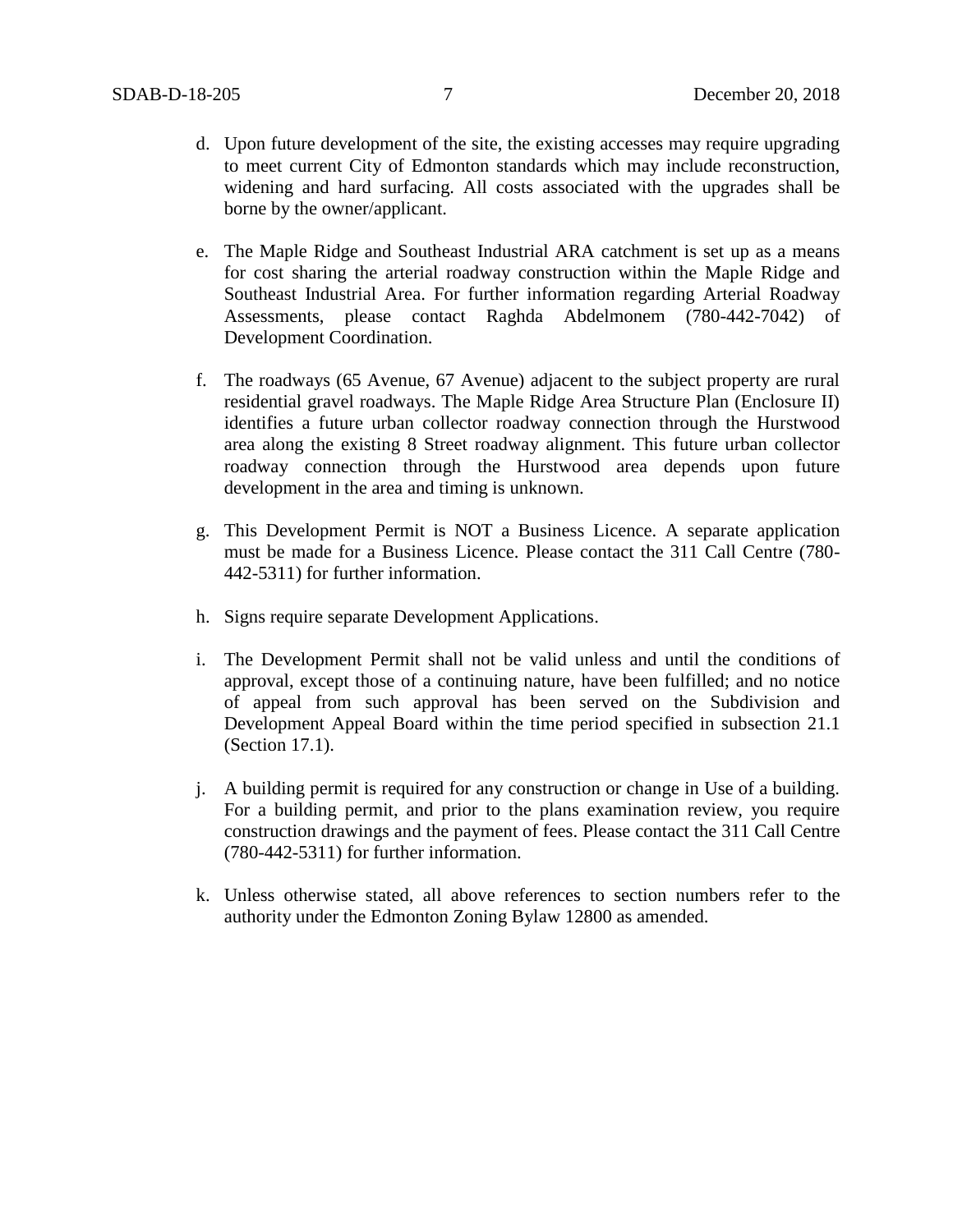d. Upon future development of the site, the existing accesses may require upgrading to meet current City of Edmonton standards which may include reconstruction, widening and hard surfacing. All costs associated with the upgrades shall be borne by the owner/applicant.

e. The Maple Ridge and Southeast Industrial ARA catchment is set up as a means for cost sharing the arterial roadway construction within the Maple Ridge and Southeast Industrial Area. For further information regarding Arterial Roadway Assessments, please contact Raghda Abdelmonem (780-442-7042) of Development Coordination.

f. The roadways (65 Avenue, 67 Avenue) adjacent to the subject property are rural residential gravel roadways. The Maple Ridge Area Structure Plan (Enclosure II) identifies a future urban collector roadway connection through the Hurstwood area along the existing 8 Street roadway alignment. This future urban collector roadway connection through the Hurstwood area depends upon future development in the area and timing is unknown.

g. This Development Permit is NOT a Business Licence. A separate application must be made for a Business Licence. Please contact the 311 Call Centre (780-442-5311) for further information.

h. Signs require separate Development Applications.

i. The Development Permit shall not be valid unless and until the conditions of approval, except those of a continuing nature, have been fulfilled; and no notice of appeal from such approval has been served on the Subdivision and Development Appeal Board within the time period specified in subsection 21.1 (Section 17.1).

j. A building permit is required for any construction or change in Use of a building. For a building permit, and prior to the plans examination review, you require construction drawings and the payment of fees. Please contact the 311 Call Centre (780-442-5311) for further information.

k. Unless otherwise stated, all above references to section numbers refer to the authority under the Edmonton Zoning Bylaw 12800 as amended.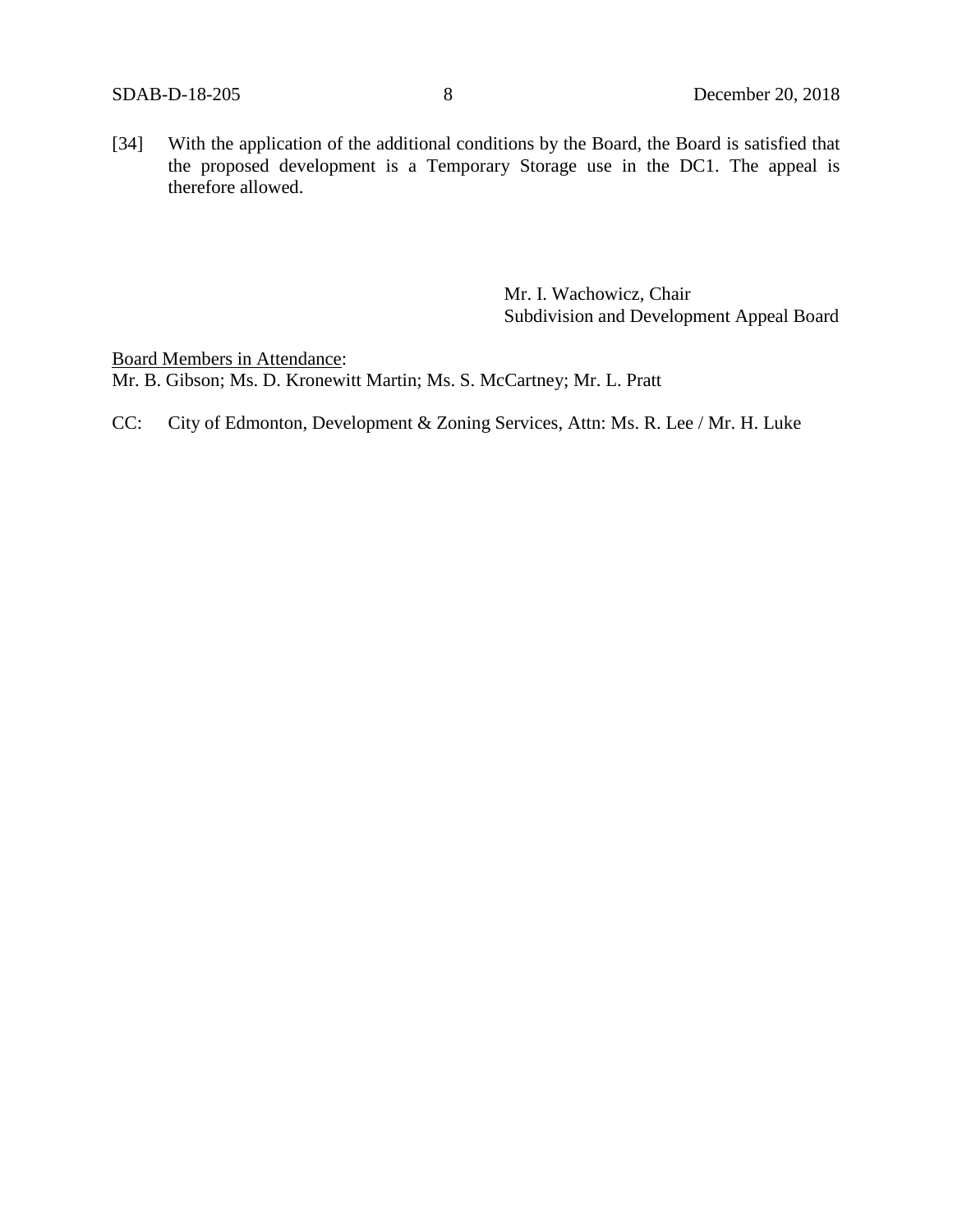[34] With the application of the additional conditions by the Board, the Board is satisfied that the proposed development is a Temporary Storage use in the DC1. The appeal is therefore allowed.

Mr. I. Wachowicz, Chair
Subdivision and Development Appeal Board

Board Members in Attendance:
Mr. B. Gibson; Ms. D. Kronewitt Martin; Ms. S. McCartney; Mr. L. Pratt

CC: City of Edmonton, Development & Zoning Services, Attn: Ms. R. Lee / Mr. H. Luke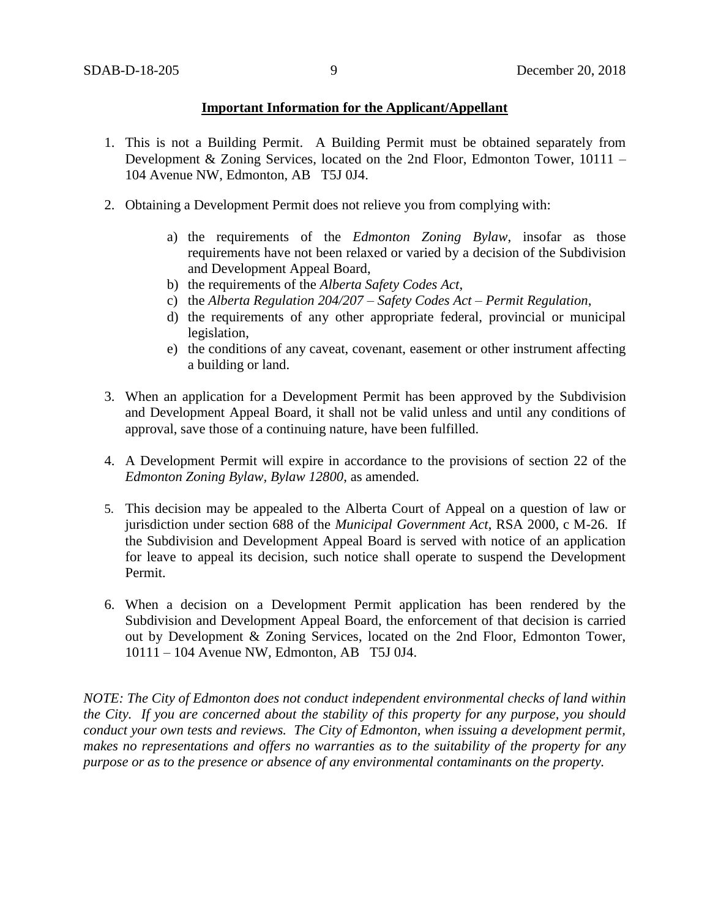## **Important Information for the Applicant/Appellant**

1. This is not a Building Permit. A Building Permit must be obtained separately from Development & Zoning Services, located on the 2nd Floor, Edmonton Tower, 10111 – 104 Avenue NW, Edmonton, AB T5J 0J4.

2. Obtaining a Development Permit does not relieve you from complying with:

   a) the requirements of the *Edmonton Zoning Bylaw*, insofar as those requirements have not been relaxed or varied by a decision of the Subdivision and Development Appeal Board,
   b) the requirements of the *Alberta Safety Codes Act*,
   c) the *Alberta Regulation 204/207 – Safety Codes Act – Permit Regulation*,
   d) the requirements of any other appropriate federal, provincial or municipal legislation,
   e) the conditions of any caveat, covenant, easement or other instrument affecting a building or land.

3. When an application for a Development Permit has been approved by the Subdivision and Development Appeal Board, it shall not be valid unless and until any conditions of approval, save those of a continuing nature, have been fulfilled.

4. A Development Permit will expire in accordance to the provisions of section 22 of the *Edmonton Zoning Bylaw, Bylaw 12800*, as amended.

5. This decision may be appealed to the Alberta Court of Appeal on a question of law or jurisdiction under section 688 of the *Municipal Government Act*, RSA 2000, c M-26. If the Subdivision and Development Appeal Board is served with notice of an application for leave to appeal its decision, such notice shall operate to suspend the Development Permit.

6. When a decision on a Development Permit application has been rendered by the Subdivision and Development Appeal Board, the enforcement of that decision is carried out by Development & Zoning Services, located on the 2nd Floor, Edmonton Tower, 10111 – 104 Avenue NW, Edmonton, AB T5J 0J4.

*NOTE: The City of Edmonton does not conduct independent environmental checks of land within the City. If you are concerned about the stability of this property for any purpose, you should conduct your own tests and reviews. The City of Edmonton, when issuing a development permit, makes no representations and offers no warranties as to the suitability of the property for any purpose or as to the presence or absence of any environmental contaminants on the property.*